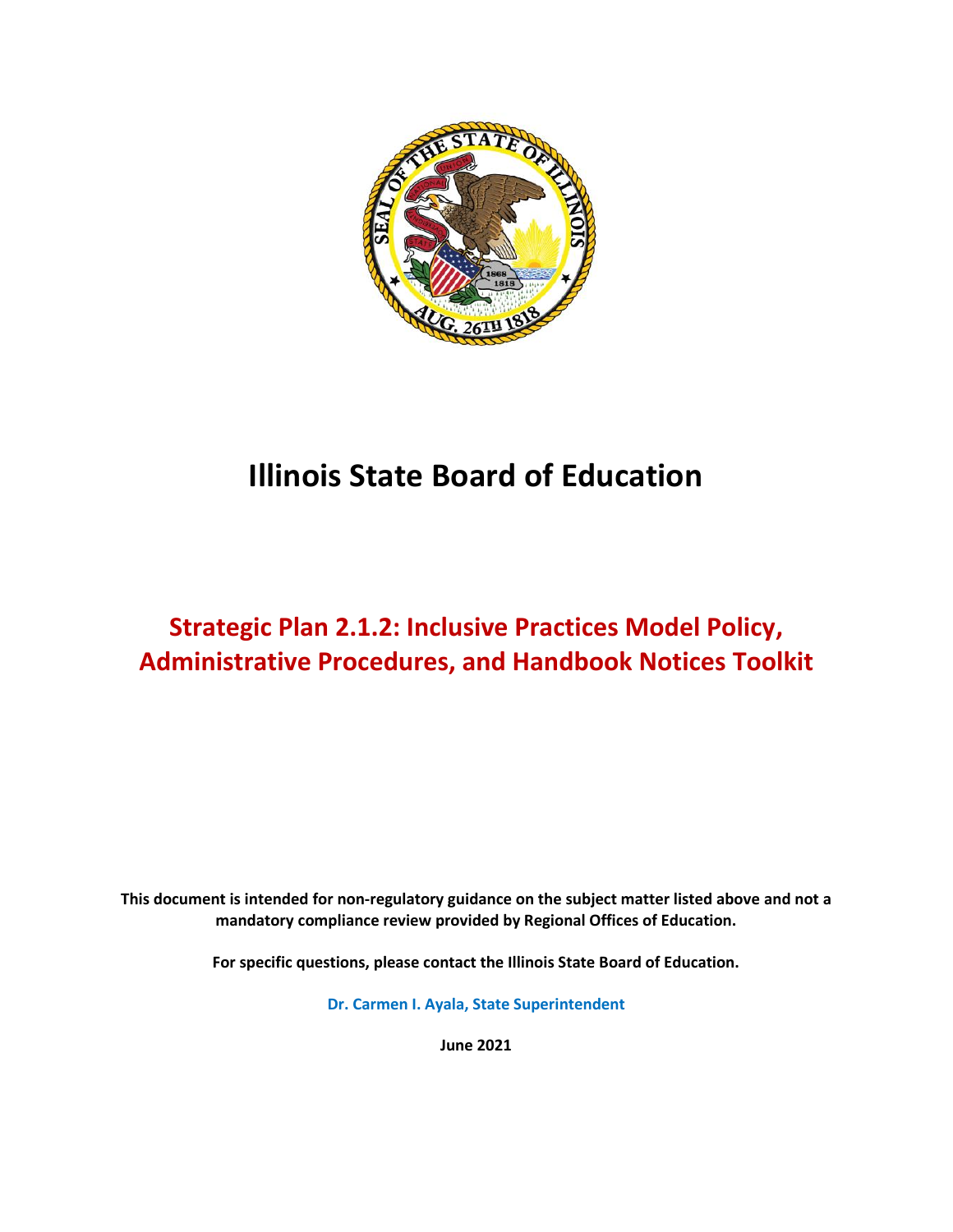# Illinois State Board of Education

## Strategic Plan 2.1.2: Inclusive Practices Model Policy, Administrative Procedures, and Handbook Notices Toolkit

**This document is intended for non-regulatory guidance on the subject matter listed above and not a mandatory compliance review provided by Regional Offices of Education.**

**For specific questions, please contact the Illinois State Board of Education.**

**Dr. Carmen I. Ayala, State Superintendent**

**June 2021**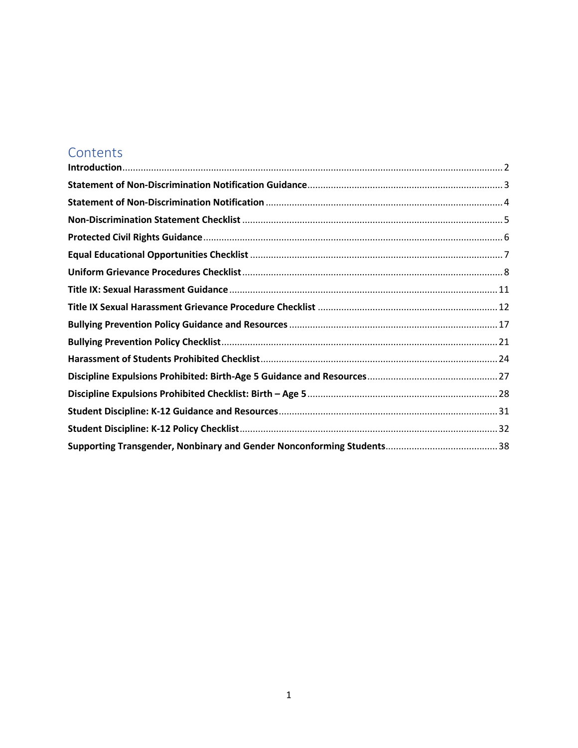# Contents

- **Introduction** .......... 2
- **Statement of Non-Discrimination Notification Guidance** .......... 3
- **Statement of Non-Discrimination Notification** .......... 4
- **Non-Discrimination Statement Checklist** .......... 5
- **Protected Civil Rights Guidance** .......... 6
- **Equal Educational Opportunities Checklist** .......... 7
- **Uniform Grievance Procedures Checklist** .......... 8
- **Title IX: Sexual Harassment Guidance** .......... 11
- **Title IX Sexual Harassment Grievance Procedure Checklist** .......... 12
- **Bullying Prevention Policy Guidance and Resources** .......... 17
- **Bullying Prevention Policy Checklist** .......... 21
- **Harassment of Students Prohibited Checklist** .......... 24
- **Discipline Expulsions Prohibited: Birth-Age 5 Guidance and Resources** .......... 27
- **Discipline Expulsions Prohibited Checklist: Birth – Age 5** .......... 28
- **Student Discipline: K-12 Guidance and Resources** .......... 31
- **Student Discipline: K-12 Policy Checklist** .......... 32
- **Supporting Transgender, Nonbinary and Gender Nonconforming Students** .......... 38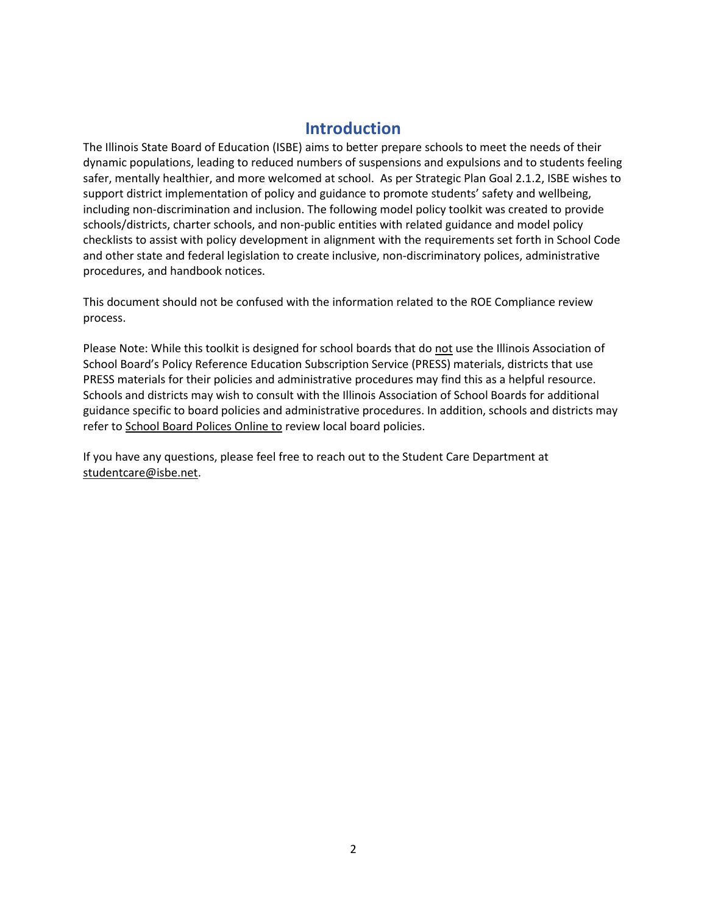## Introduction

The Illinois State Board of Education (ISBE) aims to better prepare schools to meet the needs of their dynamic populations, leading to reduced numbers of suspensions and expulsions and to students feeling safer, mentally healthier, and more welcomed at school. As per Strategic Plan Goal 2.1.2, ISBE wishes to support district implementation of policy and guidance to promote students' safety and wellbeing, including non-discrimination and inclusion. The following model policy toolkit was created to provide schools/districts, charter schools, and non-public entities with related guidance and model policy checklists to assist with policy development in alignment with the requirements set forth in School Code and other state and federal legislation to create inclusive, non-discriminatory polices, administrative procedures, and handbook notices.

This document should not be confused with the information related to the ROE Compliance review process.

Please Note: While this toolkit is designed for school boards that do not use the Illinois Association of School Board's Policy Reference Education Subscription Service (PRESS) materials, districts that use PRESS materials for their policies and administrative procedures may find this as a helpful resource. Schools and districts may wish to consult with the Illinois Association of School Boards for additional guidance specific to board policies and administrative procedures. In addition, schools and districts may refer to School Board Polices Online to review local board policies.

If you have any questions, please feel free to reach out to the Student Care Department at studentcare@isbe.net.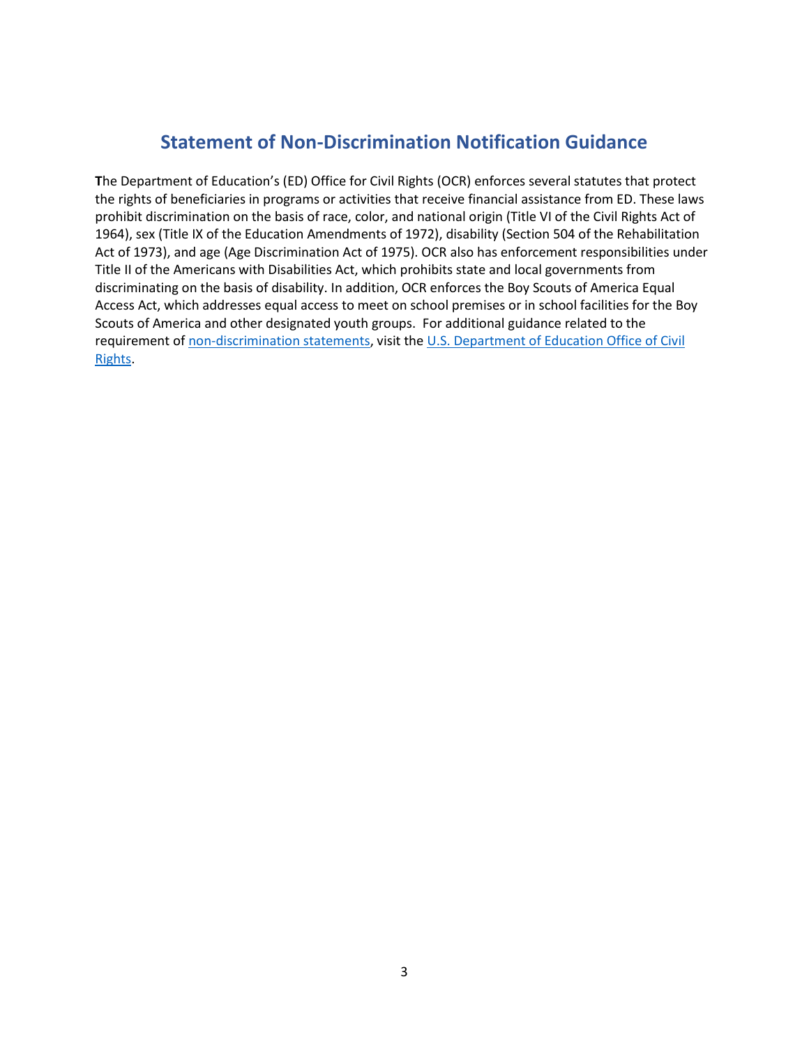## Statement of Non-Discrimination Notification Guidance

**T**he Department of Education's (ED) Office for Civil Rights (OCR) enforces several statutes that protect the rights of beneficiaries in programs or activities that receive financial assistance from ED. These laws prohibit discrimination on the basis of race, color, and national origin (Title VI of the Civil Rights Act of 1964), sex (Title IX of the Education Amendments of 1972), disability (Section 504 of the Rehabilitation Act of 1973), and age (Age Discrimination Act of 1975). OCR also has enforcement responsibilities under Title II of the Americans with Disabilities Act, which prohibits state and local governments from discriminating on the basis of disability. In addition, OCR enforces the Boy Scouts of America Equal Access Act, which addresses equal access to meet on school premises or in school facilities for the Boy Scouts of America and other designated youth groups. For additional guidance related to the requirement of non-discrimination statements, visit the U.S. Department of Education Office of Civil Rights.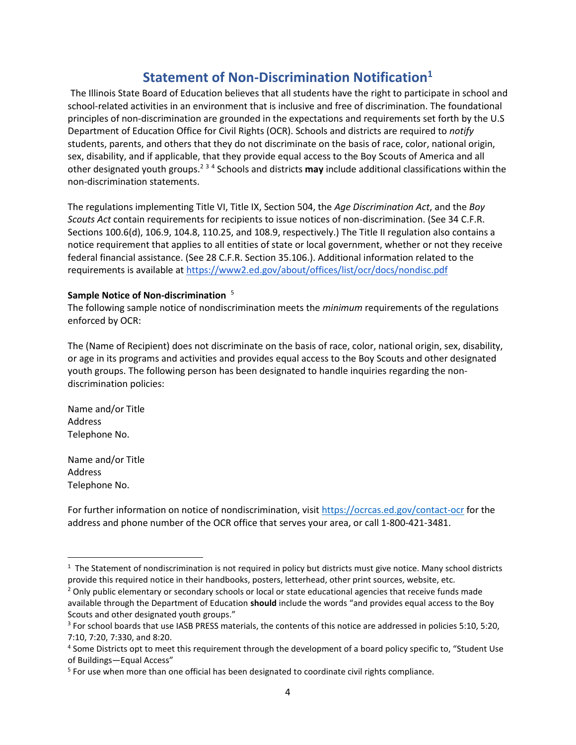# Statement of Non-Discrimination Notification[1]

The Illinois State Board of Education believes that all students have the right to participate in school and school-related activities in an environment that is inclusive and free of discrimination. The foundational principles of non-discrimination are grounded in the expectations and requirements set forth by the U.S Department of Education Office for Civil Rights (OCR). Schools and districts are required to *notify* students, parents, and others that they do not discriminate on the basis of race, color, national origin, sex, disability, and if applicable, that they provide equal access to the Boy Scouts of America and all other designated youth groups.[2] [3] [4] Schools and districts **may** include additional classifications within the non-discrimination statements.

The regulations implementing Title VI, Title IX, Section 504, the *Age Discrimination Act*, and the *Boy Scouts Act* contain requirements for recipients to issue notices of non-discrimination. (See 34 C.F.R. Sections 100.6(d), 106.9, 104.8, 110.25, and 108.9, respectively.) The Title II regulation also contains a notice requirement that applies to all entities of state or local government, whether or not they receive federal financial assistance. (See 28 C.F.R. Section 35.106.). Additional information related to the requirements is available at https://www2.ed.gov/about/offices/list/ocr/docs/nondisc.pdf

**Sample Notice of Non-discrimination** [5]

The following sample notice of nondiscrimination meets the *minimum* requirements of the regulations enforced by OCR:

The (Name of Recipient) does not discriminate on the basis of race, color, national origin, sex, disability, or age in its programs and activities and provides equal access to the Boy Scouts and other designated youth groups. The following person has been designated to handle inquiries regarding the non-discrimination policies:

Name and/or Title
Address
Telephone No.

Name and/or Title
Address
Telephone No.

For further information on notice of nondiscrimination, visit https://ocrcas.ed.gov/contact-ocr for the address and phone number of the OCR office that serves your area, or call 1-800-421-3481.

---

[1] The Statement of nondiscrimination is not required in policy but districts must give notice. Many school districts provide this required notice in their handbooks, posters, letterhead, other print sources, website, etc.

[2] Only public elementary or secondary schools or local or state educational agencies that receive funds made available through the Department of Education **should** include the words "and provides equal access to the Boy Scouts and other designated youth groups."

[3] For school boards that use IASB PRESS materials, the contents of this notice are addressed in policies 5:10, 5:20, 7:10, 7:20, 7:330, and 8:20.

[4] Some Districts opt to meet this requirement through the development of a board policy specific to, "Student Use of Buildings—Equal Access"

[5] For use when more than one official has been designated to coordinate civil rights compliance.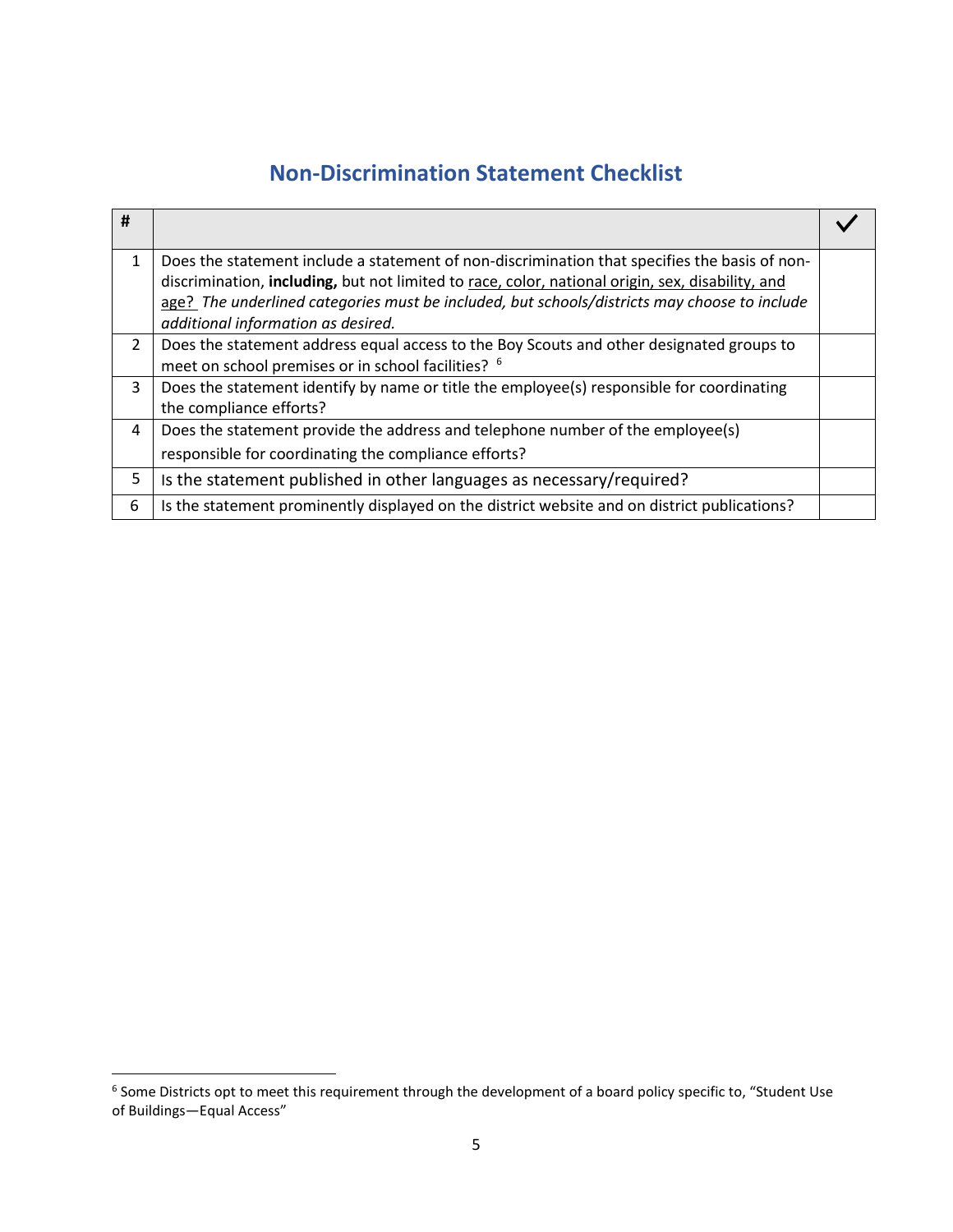## Non-Discrimination Statement Checklist

| # | | ✓ |
|---|---|---|
| 1 | Does the statement include a statement of non-discrimination that specifies the basis of non-discrimination, **including,** but not limited to <u>race, color, national origin, sex, disability, and age?</u> *The underlined categories must be included, but schools/districts may choose to include additional information as desired.* | |
| 2 | Does the statement address equal access to the Boy Scouts and other designated groups to meet on school premises or in school facilities? [6] | |
| 3 | Does the statement identify by name or title the employee(s) responsible for coordinating the compliance efforts? | |
| 4 | Does the statement provide the address and telephone number of the employee(s) responsible for coordinating the compliance efforts? | |
| 5 | Is the statement published in other languages as necessary/required? | |
| 6 | Is the statement prominently displayed on the district website and on district publications? | |

[6] Some Districts opt to meet this requirement through the development of a board policy specific to, "Student Use of Buildings—Equal Access"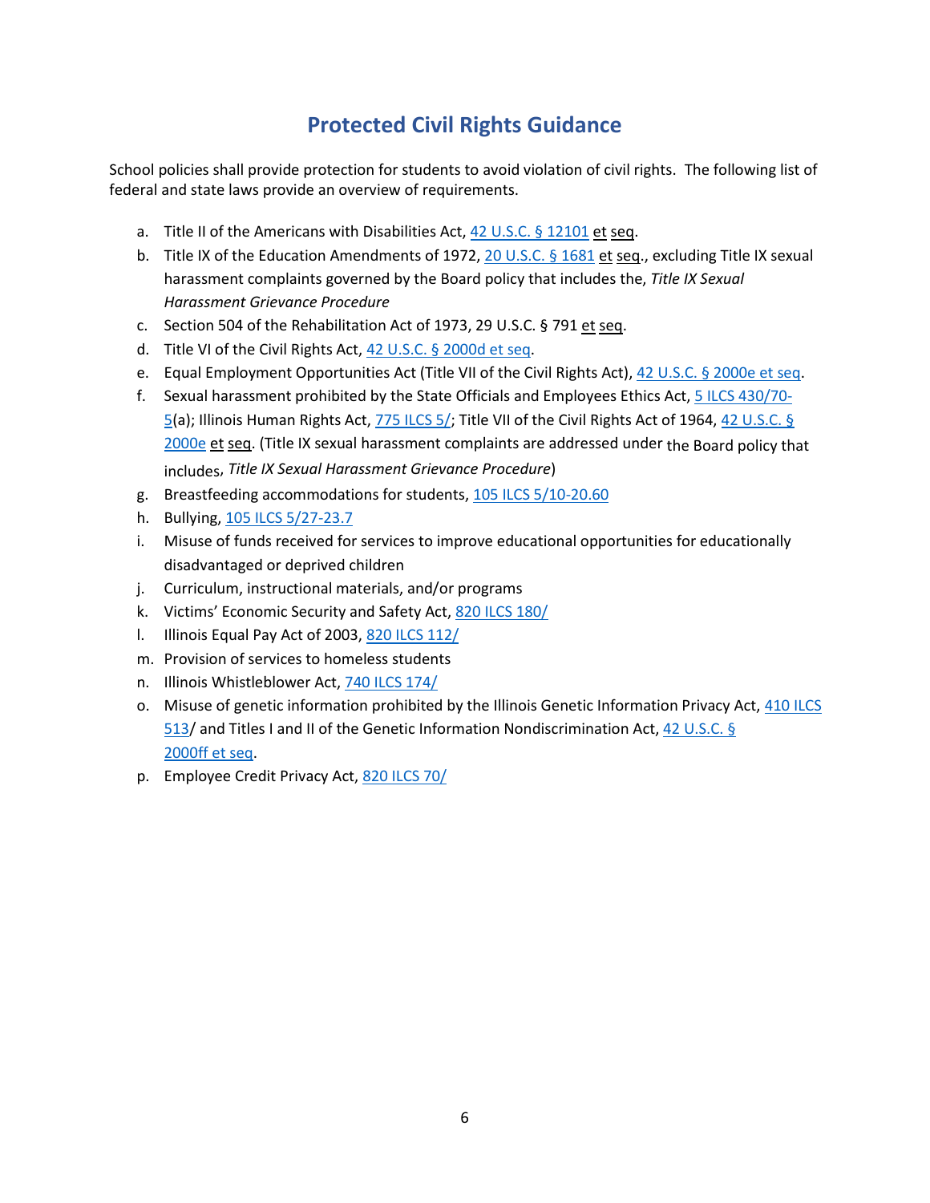# Protected Civil Rights Guidance

School policies shall provide protection for students to avoid violation of civil rights. The following list of federal and state laws provide an overview of requirements.

a. Title II of the Americans with Disabilities Act, 42 U.S.C. § 12101 et seq.
b. Title IX of the Education Amendments of 1972, 20 U.S.C. § 1681 et seq., excluding Title IX sexual harassment complaints governed by the Board policy that includes the, *Title IX Sexual Harassment Grievance Procedure*
c. Section 504 of the Rehabilitation Act of 1973, 29 U.S.C. § 791 et seq.
d. Title VI of the Civil Rights Act, 42 U.S.C. § 2000d et seq.
e. Equal Employment Opportunities Act (Title VII of the Civil Rights Act), 42 U.S.C. § 2000e et seq.
f. Sexual harassment prohibited by the State Officials and Employees Ethics Act, 5 ILCS 430/70-5(a); Illinois Human Rights Act, 775 ILCS 5/; Title VII of the Civil Rights Act of 1964, 42 U.S.C. § 2000e et seq. (Title IX sexual harassment complaints are addressed under the Board policy that includes, *Title IX Sexual Harassment Grievance Procedure*)
g. Breastfeeding accommodations for students, 105 ILCS 5/10-20.60
h. Bullying, 105 ILCS 5/27-23.7
i. Misuse of funds received for services to improve educational opportunities for educationally disadvantaged or deprived children
j. Curriculum, instructional materials, and/or programs
k. Victims' Economic Security and Safety Act, 820 ILCS 180/
l. Illinois Equal Pay Act of 2003, 820 ILCS 112/
m. Provision of services to homeless students
n. Illinois Whistleblower Act, 740 ILCS 174/
o. Misuse of genetic information prohibited by the Illinois Genetic Information Privacy Act, 410 ILCS 513/ and Titles I and II of the Genetic Information Nondiscrimination Act, 42 U.S.C. § 2000ff et seq.
p. Employee Credit Privacy Act, 820 ILCS 70/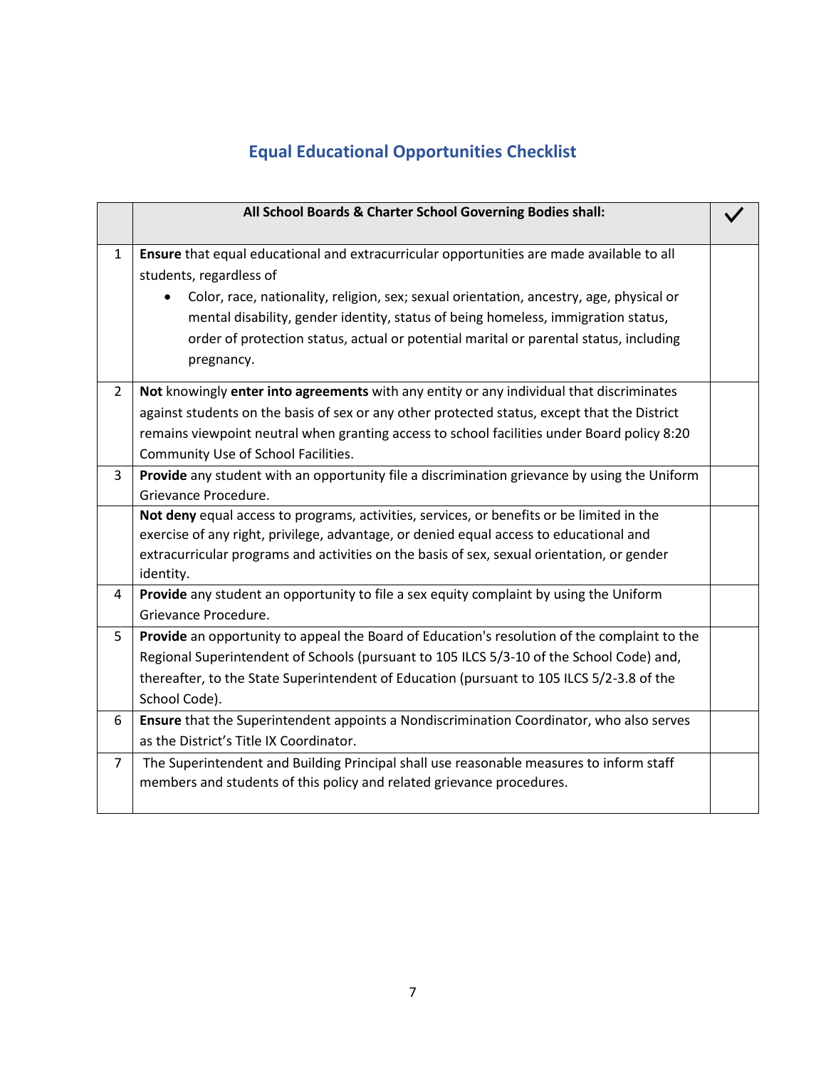## Equal Educational Opportunities Checklist

| | All School Boards & Charter School Governing Bodies shall: | ✓ |
|---|---|---|
| 1 | **Ensure** that equal educational and extracurricular opportunities are made available to all students, regardless of<br>• Color, race, nationality, religion, sex; sexual orientation, ancestry, age, physical or mental disability, gender identity, status of being homeless, immigration status, order of protection status, actual or potential marital or parental status, including pregnancy. | |
| 2 | **Not** knowingly **enter into agreements** with any entity or any individual that discriminates against students on the basis of sex or any other protected status, except that the District remains viewpoint neutral when granting access to school facilities under Board policy 8:20 Community Use of School Facilities. | |
| 3 | **Provide** any student with an opportunity file a discrimination grievance by using the Uniform Grievance Procedure. | |
| | **Not deny** equal access to programs, activities, services, or benefits or be limited in the exercise of any right, privilege, advantage, or denied equal access to educational and extracurricular programs and activities on the basis of sex, sexual orientation, or gender identity. | |
| 4 | **Provide** any student an opportunity to file a sex equity complaint by using the Uniform Grievance Procedure. | |
| 5 | **Provide** an opportunity to appeal the Board of Education's resolution of the complaint to the Regional Superintendent of Schools (pursuant to 105 ILCS 5/3-10 of the School Code) and, thereafter, to the State Superintendent of Education (pursuant to 105 ILCS 5/2-3.8 of the School Code). | |
| 6 | **Ensure** that the Superintendent appoints a Nondiscrimination Coordinator, who also serves as the District's Title IX Coordinator. | |
| 7 | The Superintendent and Building Principal shall use reasonable measures to inform staff members and students of this policy and related grievance procedures. | |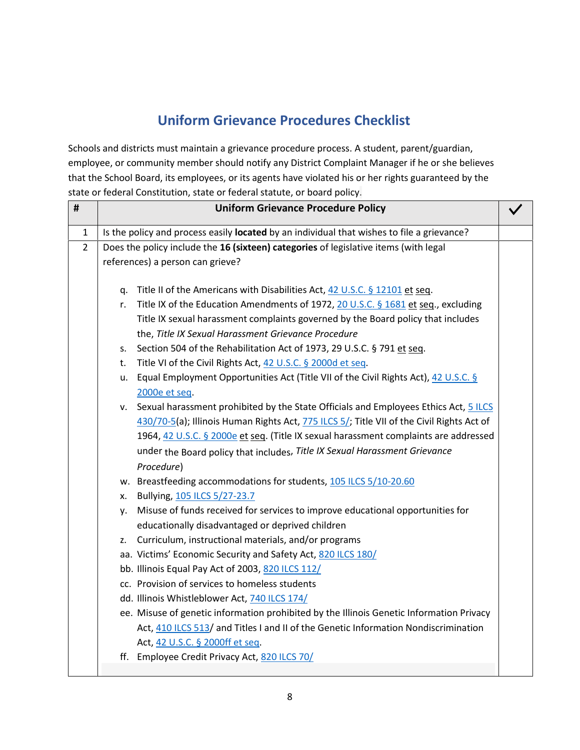## Uniform Grievance Procedures Checklist

Schools and districts must maintain a grievance procedure process. A student, parent/guardian, employee, or community member should notify any District Complaint Manager if he or she believes that the School Board, its employees, or its agents have violated his or her rights guaranteed by the state or federal Constitution, state or federal statute, or board policy.

| # | Uniform Grievance Procedure Policy | ✓ |
|---|---|---|
| 1 | Is the policy and process easily **located** by an individual that wishes to file a grievance? | |
| 2 | Does the policy include the **16 (sixteen) categories** of legislative items (with legal references) a person can grieve?<br><br>q. Title II of the Americans with Disabilities Act, 42 U.S.C. § 12101 et seq.<br>r. Title IX of the Education Amendments of 1972, 20 U.S.C. § 1681 et seq., excluding Title IX sexual harassment complaints governed by the Board policy that includes the, *Title IX Sexual Harassment Grievance Procedure*<br>s. Section 504 of the Rehabilitation Act of 1973, 29 U.S.C. § 791 et seq.<br>t. Title VI of the Civil Rights Act, 42 U.S.C. § 2000d et seq.<br>u. Equal Employment Opportunities Act (Title VII of the Civil Rights Act), 42 U.S.C. § 2000e et seq.<br>v. Sexual harassment prohibited by the State Officials and Employees Ethics Act, 5 ILCS 430/70-5(a); Illinois Human Rights Act, 775 ILCS 5/; Title VII of the Civil Rights Act of 1964, 42 U.S.C. § 2000e et seq. (Title IX sexual harassment complaints are addressed under the Board policy that includes, *Title IX Sexual Harassment Grievance Procedure*)<br>w. Breastfeeding accommodations for students, 105 ILCS 5/10-20.60<br>x. Bullying, 105 ILCS 5/27-23.7<br>y. Misuse of funds received for services to improve educational opportunities for educationally disadvantaged or deprived children<br>z. Curriculum, instructional materials, and/or programs<br>aa. Victims' Economic Security and Safety Act, 820 ILCS 180/<br>bb. Illinois Equal Pay Act of 2003, 820 ILCS 112/<br>cc. Provision of services to homeless students<br>dd. Illinois Whistleblower Act, 740 ILCS 174/<br>ee. Misuse of genetic information prohibited by the Illinois Genetic Information Privacy Act, 410 ILCS 513/ and Titles I and II of the Genetic Information Nondiscrimination Act, 42 U.S.C. § 2000ff et seq.<br>ff. Employee Credit Privacy Act, 820 ILCS 70/ | |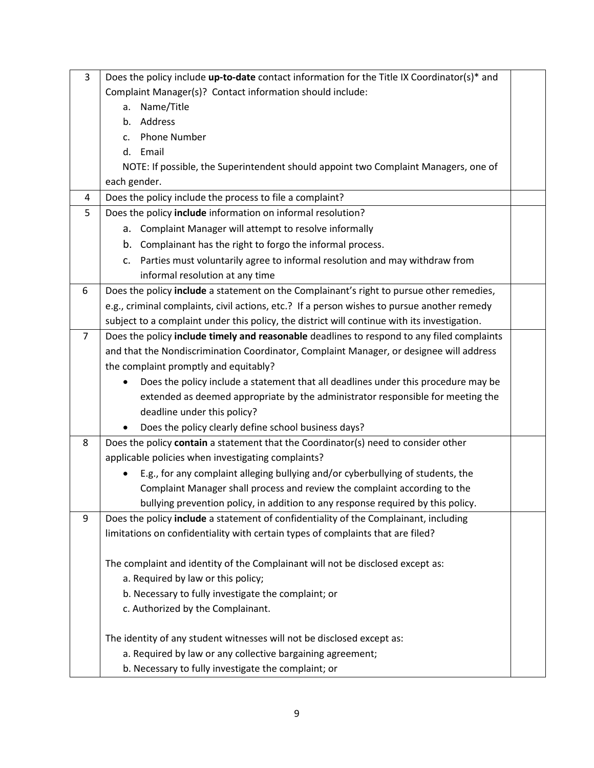| | | |
|---|---|---|
| 3 | Does the policy include **up-to-date** contact information for the Title IX Coordinator(s)* and Complaint Manager(s)? Contact information should include:<br>a. Name/Title<br>b. Address<br>c. Phone Number<br>d. Email<br>NOTE: If possible, the Superintendent should appoint two Complaint Managers, one of each gender. | |
| 4 | Does the policy include the process to file a complaint? | |
| 5 | Does the policy **include** information on informal resolution?<br>a. Complaint Manager will attempt to resolve informally<br>b. Complainant has the right to forgo the informal process.<br>c. Parties must voluntarily agree to informal resolution and may withdraw from informal resolution at any time | |
| 6 | Does the policy **include** a statement on the Complainant's right to pursue other remedies, e.g., criminal complaints, civil actions, etc.? If a person wishes to pursue another remedy subject to a complaint under this policy, the district will continue with its investigation. | |
| 7 | Does the policy **include timely and reasonable** deadlines to respond to any filed complaints and that the Nondiscrimination Coordinator, Complaint Manager, or designee will address the complaint promptly and equitably?<br>• Does the policy include a statement that all deadlines under this procedure may be extended as deemed appropriate by the administrator responsible for meeting the deadline under this policy?<br>• Does the policy clearly define school business days? | |
| 8 | Does the policy **contain** a statement that the Coordinator(s) need to consider other applicable policies when investigating complaints?<br>• E.g., for any complaint alleging bullying and/or cyberbullying of students, the Complaint Manager shall process and review the complaint according to the bullying prevention policy, in addition to any response required by this policy. | |
| 9 | Does the policy **include** a statement of confidentiality of the Complainant, including limitations on confidentiality with certain types of complaints that are filed?<br><br>The complaint and identity of the Complainant will not be disclosed except as:<br>a. Required by law or this policy;<br>b. Necessary to fully investigate the complaint; or<br>c. Authorized by the Complainant.<br><br>The identity of any student witnesses will not be disclosed except as:<br>a. Required by law or any collective bargaining agreement;<br>b. Necessary to fully investigate the complaint; or | |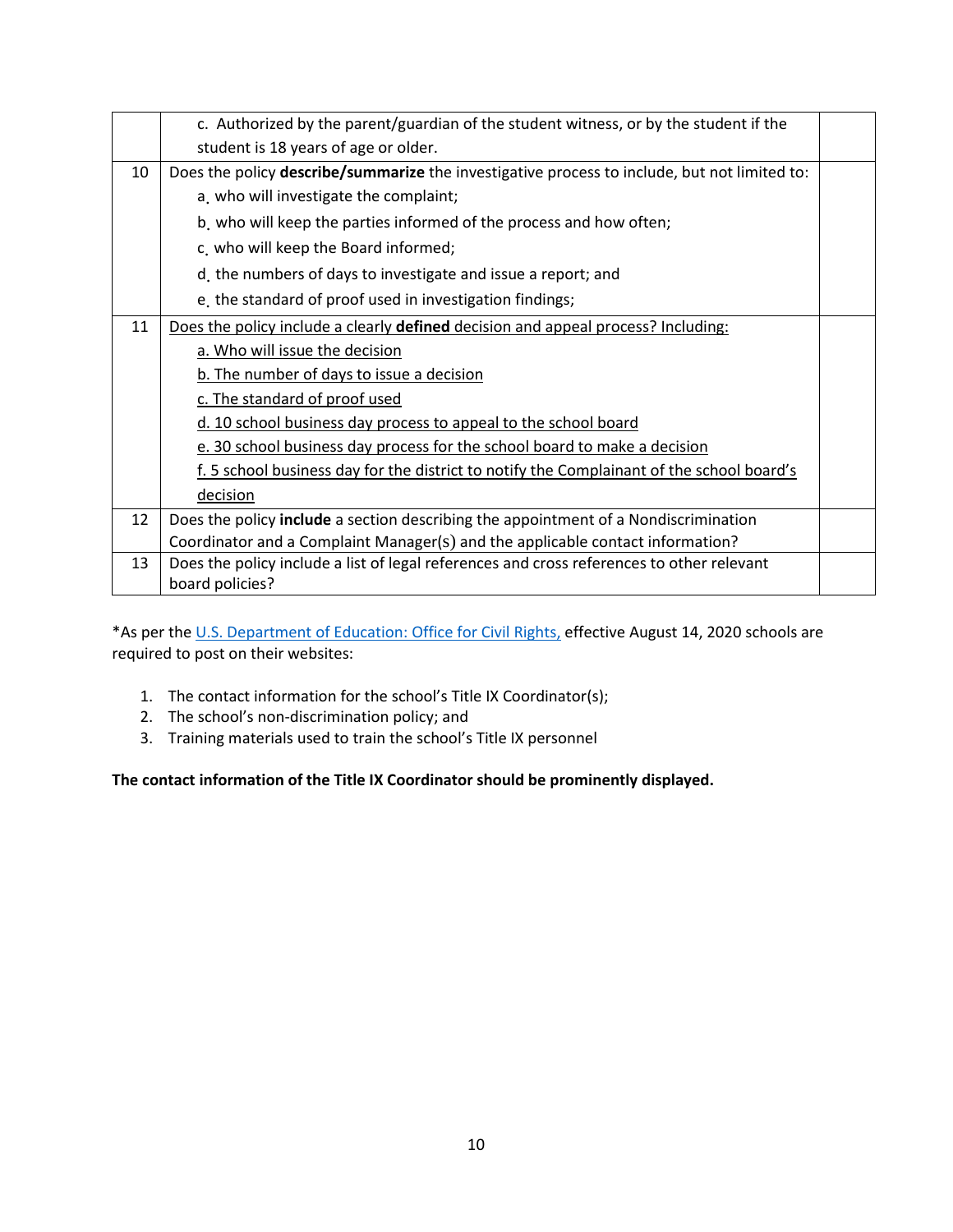| | | |
|---|---|---|
| | c. Authorized by the parent/guardian of the student witness, or by the student if the student is 18 years of age or older. | |
| 10 | Does the policy **describe/summarize** the investigative process to include, but not limited to:<br>a. who will investigate the complaint;<br>b. who will keep the parties informed of the process and how often;<br>c. who will keep the Board informed;<br>d. the numbers of days to investigate and issue a report; and<br>e. the standard of proof used in investigation findings; | |
| 11 | <u>Does the policy include a clearly **defined** decision and appeal process? Including:</u><br><u>a. Who will issue the decision</u><br><u>b. The number of days to issue a decision</u><br><u>c. The standard of proof used</u><br><u>d. 10 school business day process to appeal to the school board</u><br><u>e. 30 school business day process for the school board to make a decision</u><br><u>f. 5 school business day for the district to notify the Complainant of the school board's decision</u> | |
| 12 | Does the policy **include** a section describing the appointment of a Nondiscrimination Coordinator and a Complaint Manager(s) and the applicable contact information? | |
| 13 | Does the policy include a list of legal references and cross references to other relevant board policies? | |

*As per the U.S. Department of Education: Office for Civil Rights, effective August 14, 2020 schools are required to post on their websites:

1. The contact information for the school's Title IX Coordinator(s);
2. The school's non-discrimination policy; and
3. Training materials used to train the school's Title IX personnel

**The contact information of the Title IX Coordinator should be prominently displayed.**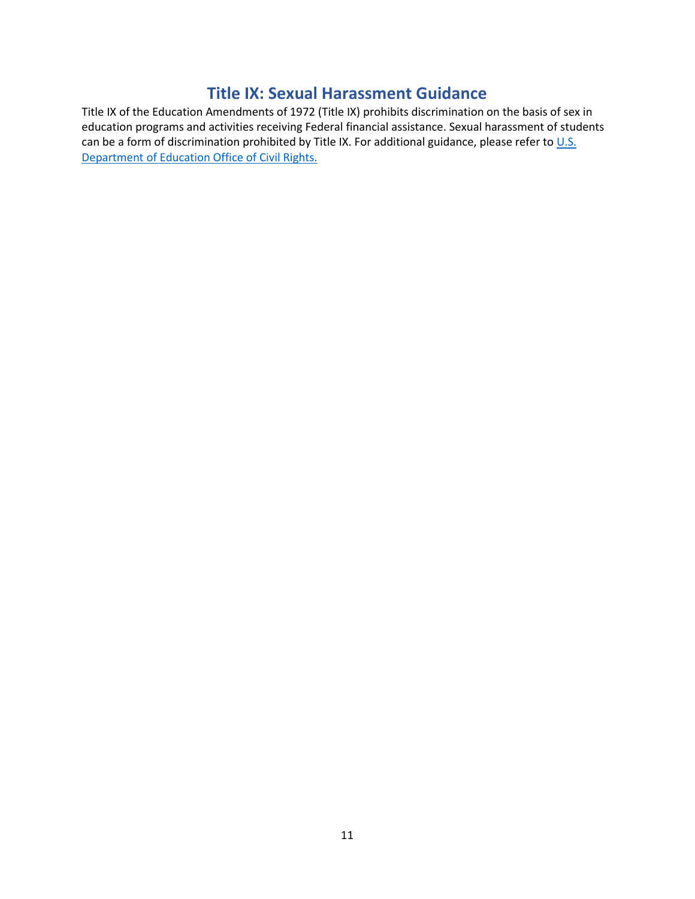# Title IX: Sexual Harassment Guidance

Title IX of the Education Amendments of 1972 (Title IX) prohibits discrimination on the basis of sex in education programs and activities receiving Federal financial assistance. Sexual harassment of students can be a form of discrimination prohibited by Title IX. For additional guidance, please refer to U.S. Department of Education Office of Civil Rights.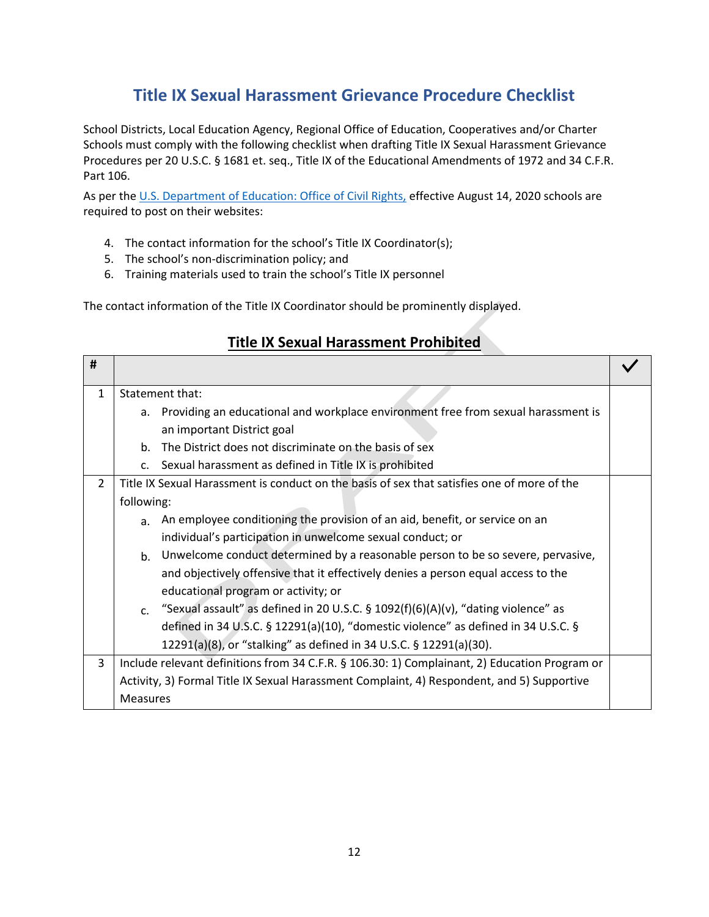# Title IX Sexual Harassment Grievance Procedure Checklist

School Districts, Local Education Agency, Regional Office of Education, Cooperatives and/or Charter Schools must comply with the following checklist when drafting Title IX Sexual Harassment Grievance Procedures per 20 U.S.C. § 1681 et. seq., Title IX of the Educational Amendments of 1972 and 34 C.F.R. Part 106.

As per the [U.S. Department of Education: Office of Civil Rights,](#) effective August 14, 2020 schools are required to post on their websites:

4. The contact information for the school's Title IX Coordinator(s);
5. The school's non-discrimination policy; and
6. Training materials used to train the school's Title IX personnel

The contact information of the Title IX Coordinator should be prominently displayed.

## Title IX Sexual Harassment Prohibited

| # | | ✓ |
|---|---|---|
| 1 | Statement that:<br>a. Providing an educational and workplace environment free from sexual harassment is an important District goal<br>b. The District does not discriminate on the basis of sex<br>c. Sexual harassment as defined in Title IX is prohibited | |
| 2 | Title IX Sexual Harassment is conduct on the basis of sex that satisfies one of more of the following:<br>a. An employee conditioning the provision of an aid, benefit, or service on an individual's participation in unwelcome sexual conduct; or<br>b. Unwelcome conduct determined by a reasonable person to be so severe, pervasive, and objectively offensive that it effectively denies a person equal access to the educational program or activity; or<br>c. "Sexual assault" as defined in 20 U.S.C. § 1092(f)(6)(A)(v), "dating violence" as defined in 34 U.S.C. § 12291(a)(10), "domestic violence" as defined in 34 U.S.C. § 12291(a)(8), or "stalking" as defined in 34 U.S.C. § 12291(a)(30). | |
| 3 | Include relevant definitions from 34 C.F.R. § 106.30: 1) Complainant, 2) Education Program or Activity, 3) Formal Title IX Sexual Harassment Complaint, 4) Respondent, and 5) Supportive Measures | |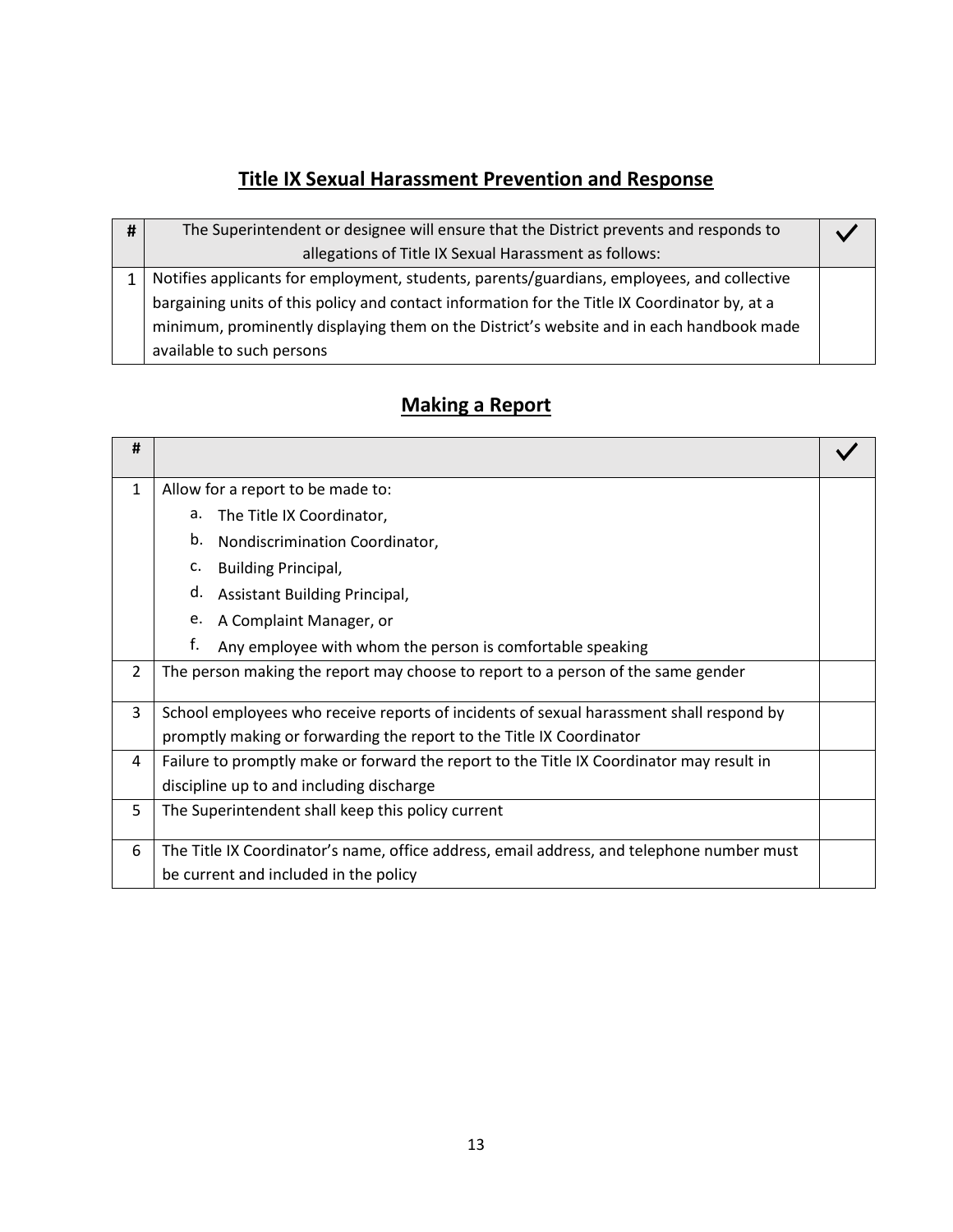## Title IX Sexual Harassment Prevention and Response

| # | The Superintendent or designee will ensure that the District prevents and responds to allegations of Title IX Sexual Harassment as follows: | ✓ |
|---|---|---|
| 1 | Notifies applicants for employment, students, parents/guardians, employees, and collective bargaining units of this policy and contact information for the Title IX Coordinator by, at a minimum, prominently displaying them on the District's website and in each handbook made available to such persons | |

## Making a Report

| # | | ✓ |
|---|---|---|
| 1 | Allow for a report to be made to:<br>a. The Title IX Coordinator,<br>b. Nondiscrimination Coordinator,<br>c. Building Principal,<br>d. Assistant Building Principal,<br>e. A Complaint Manager, or<br>f. Any employee with whom the person is comfortable speaking | |
| 2 | The person making the report may choose to report to a person of the same gender | |
| 3 | School employees who receive reports of incidents of sexual harassment shall respond by promptly making or forwarding the report to the Title IX Coordinator | |
| 4 | Failure to promptly make or forward the report to the Title IX Coordinator may result in discipline up to and including discharge | |
| 5 | The Superintendent shall keep this policy current | |
| 6 | The Title IX Coordinator's name, office address, email address, and telephone number must be current and included in the policy | |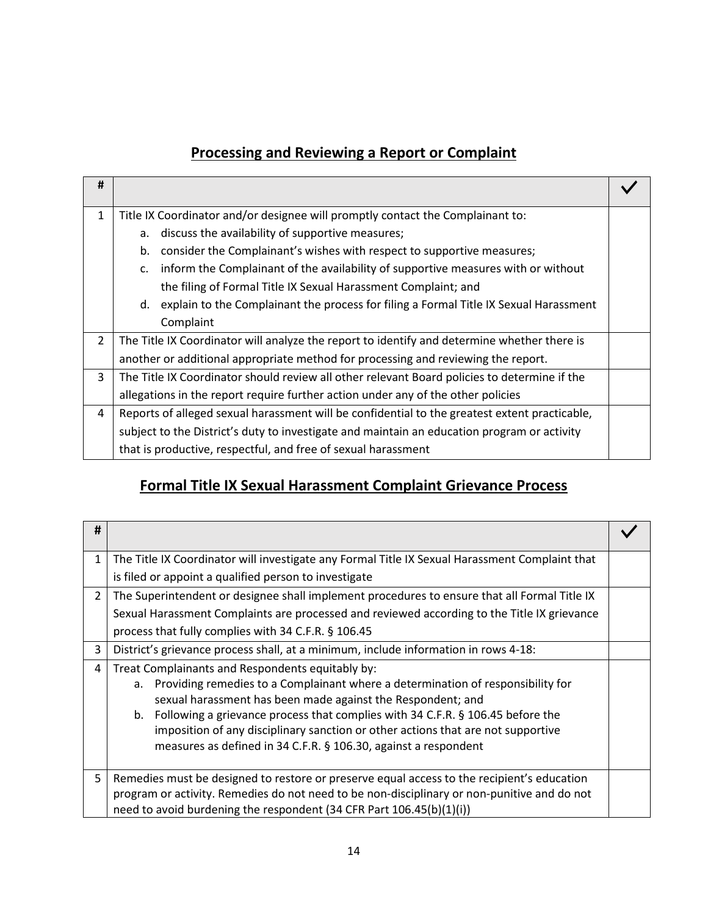## Processing and Reviewing a Report or Complaint

| # | | ✓ |
|---|---|---|
| 1 | Title IX Coordinator and/or designee will promptly contact the Complainant to:<br>a. discuss the availability of supportive measures;<br>b. consider the Complainant's wishes with respect to supportive measures;<br>c. inform the Complainant of the availability of supportive measures with or without the filing of Formal Title IX Sexual Harassment Complaint; and<br>d. explain to the Complainant the process for filing a Formal Title IX Sexual Harassment Complaint | |
| 2 | The Title IX Coordinator will analyze the report to identify and determine whether there is another or additional appropriate method for processing and reviewing the report. | |
| 3 | The Title IX Coordinator should review all other relevant Board policies to determine if the allegations in the report require further action under any of the other policies | |
| 4 | Reports of alleged sexual harassment will be confidential to the greatest extent practicable, subject to the District's duty to investigate and maintain an education program or activity that is productive, respectful, and free of sexual harassment | |

## Formal Title IX Sexual Harassment Complaint Grievance Process

| # | | ✓ |
|---|---|---|
| 1 | The Title IX Coordinator will investigate any Formal Title IX Sexual Harassment Complaint that is filed or appoint a qualified person to investigate | |
| 2 | The Superintendent or designee shall implement procedures to ensure that all Formal Title IX Sexual Harassment Complaints are processed and reviewed according to the Title IX grievance process that fully complies with 34 C.F.R. § 106.45 | |
| 3 | District's grievance process shall, at a minimum, include information in rows 4-18: | |
| 4 | Treat Complainants and Respondents equitably by:<br>a. Providing remedies to a Complainant where a determination of responsibility for sexual harassment has been made against the Respondent; and<br>b. Following a grievance process that complies with 34 C.F.R. § 106.45 before the imposition of any disciplinary sanction or other actions that are not supportive measures as defined in 34 C.F.R. § 106.30, against a respondent | |
| 5 | Remedies must be designed to restore or preserve equal access to the recipient's education program or activity. Remedies do not need to be non-disciplinary or non-punitive and do not need to avoid burdening the respondent (34 CFR Part 106.45(b)(1)(i)) | |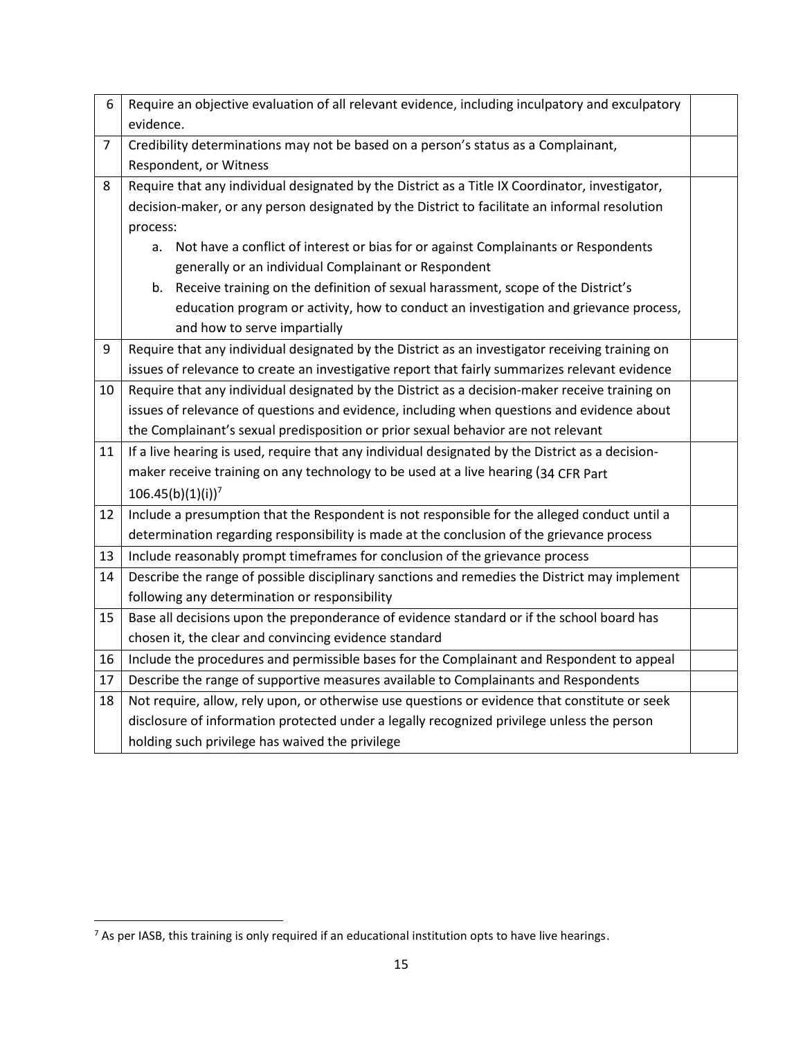| | | |
|---|---|---|
| 6 | Require an objective evaluation of all relevant evidence, including inculpatory and exculpatory evidence. | |
| 7 | Credibility determinations may not be based on a person's status as a Complainant, Respondent, or Witness | |
| 8 | Require that any individual designated by the District as a Title IX Coordinator, investigator, decision-maker, or any person designated by the District to facilitate an informal resolution process:<br>a. Not have a conflict of interest or bias for or against Complainants or Respondents generally or an individual Complainant or Respondent<br>b. Receive training on the definition of sexual harassment, scope of the District's education program or activity, how to conduct an investigation and grievance process, and how to serve impartially | |
| 9 | Require that any individual designated by the District as an investigator receiving training on issues of relevance to create an investigative report that fairly summarizes relevant evidence | |
| 10 | Require that any individual designated by the District as a decision-maker receive training on issues of relevance of questions and evidence, including when questions and evidence about the Complainant's sexual predisposition or prior sexual behavior are not relevant | |
| 11 | If a live hearing is used, require that any individual designated by the District as a decision-maker receive training on any technology to be used at a live hearing (34 CFR Part 106.45(b)(1)(i))[7] | |
| 12 | Include a presumption that the Respondent is not responsible for the alleged conduct until a determination regarding responsibility is made at the conclusion of the grievance process | |
| 13 | Include reasonably prompt timeframes for conclusion of the grievance process | |
| 14 | Describe the range of possible disciplinary sanctions and remedies the District may implement following any determination or responsibility | |
| 15 | Base all decisions upon the preponderance of evidence standard or if the school board has chosen it, the clear and convincing evidence standard | |
| 16 | Include the procedures and permissible bases for the Complainant and Respondent to appeal | |
| 17 | Describe the range of supportive measures available to Complainants and Respondents | |
| 18 | Not require, allow, rely upon, or otherwise use questions or evidence that constitute or seek disclosure of information protected under a legally recognized privilege unless the person holding such privilege has waived the privilege | |

[7] As per IASB, this training is only required if an educational institution opts to have live hearings.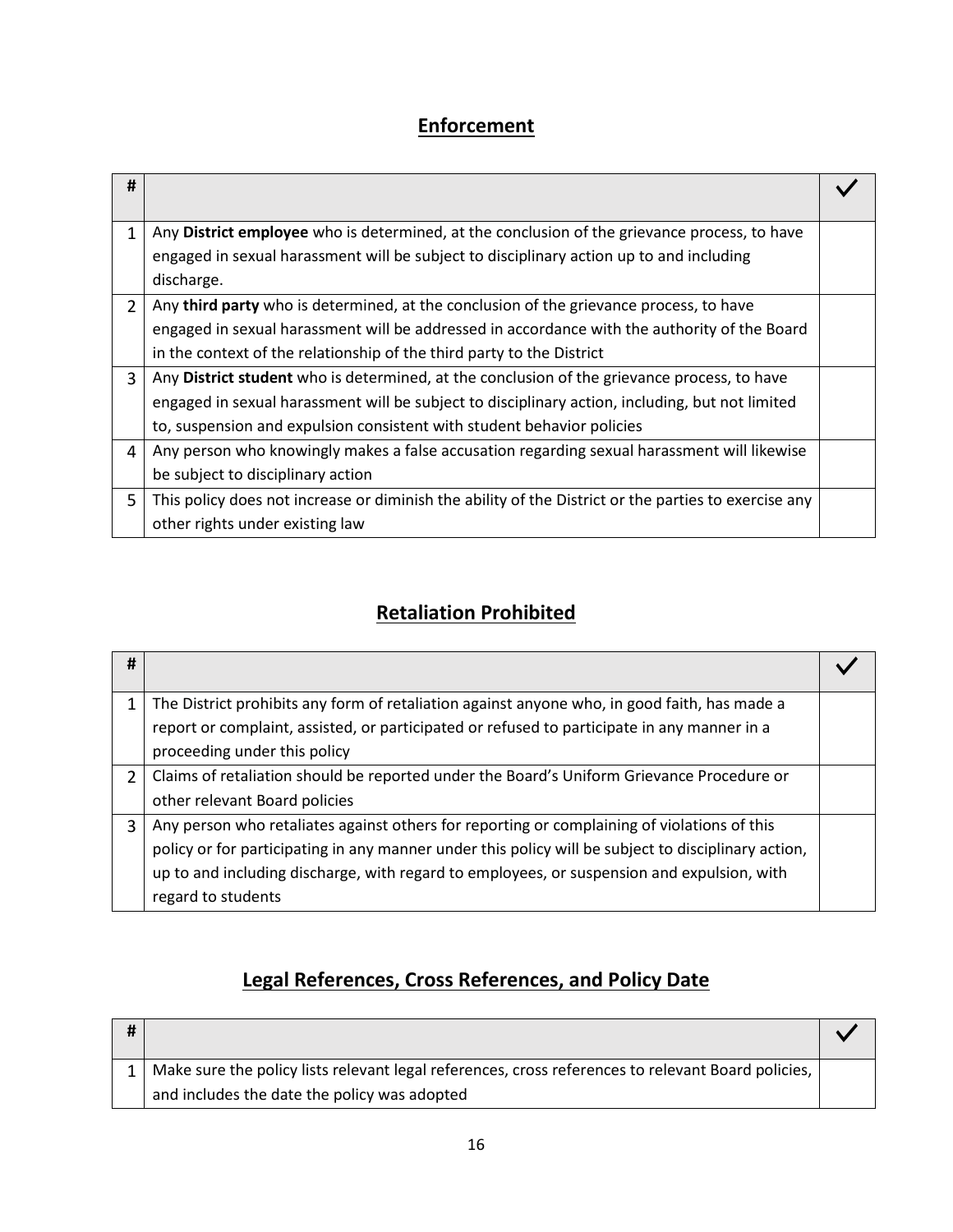## Enforcement

| # | | ✓ |
|---|---|---|
| 1 | Any **District employee** who is determined, at the conclusion of the grievance process, to have engaged in sexual harassment will be subject to disciplinary action up to and including discharge. | |
| 2 | Any **third party** who is determined, at the conclusion of the grievance process, to have engaged in sexual harassment will be addressed in accordance with the authority of the Board in the context of the relationship of the third party to the District | |
| 3 | Any **District student** who is determined, at the conclusion of the grievance process, to have engaged in sexual harassment will be subject to disciplinary action, including, but not limited to, suspension and expulsion consistent with student behavior policies | |
| 4 | Any person who knowingly makes a false accusation regarding sexual harassment will likewise be subject to disciplinary action | |
| 5 | This policy does not increase or diminish the ability of the District or the parties to exercise any other rights under existing law | |

## Retaliation Prohibited

| # | | ✓ |
|---|---|---|
| 1 | The District prohibits any form of retaliation against anyone who, in good faith, has made a report or complaint, assisted, or participated or refused to participate in any manner in a proceeding under this policy | |
| 2 | Claims of retaliation should be reported under the Board's Uniform Grievance Procedure or other relevant Board policies | |
| 3 | Any person who retaliates against others for reporting or complaining of violations of this policy or for participating in any manner under this policy will be subject to disciplinary action, up to and including discharge, with regard to employees, or suspension and expulsion, with regard to students | |

## Legal References, Cross References, and Policy Date

| # | | ✓ |
|---|---|---|
| 1 | Make sure the policy lists relevant legal references, cross references to relevant Board policies, and includes the date the policy was adopted | |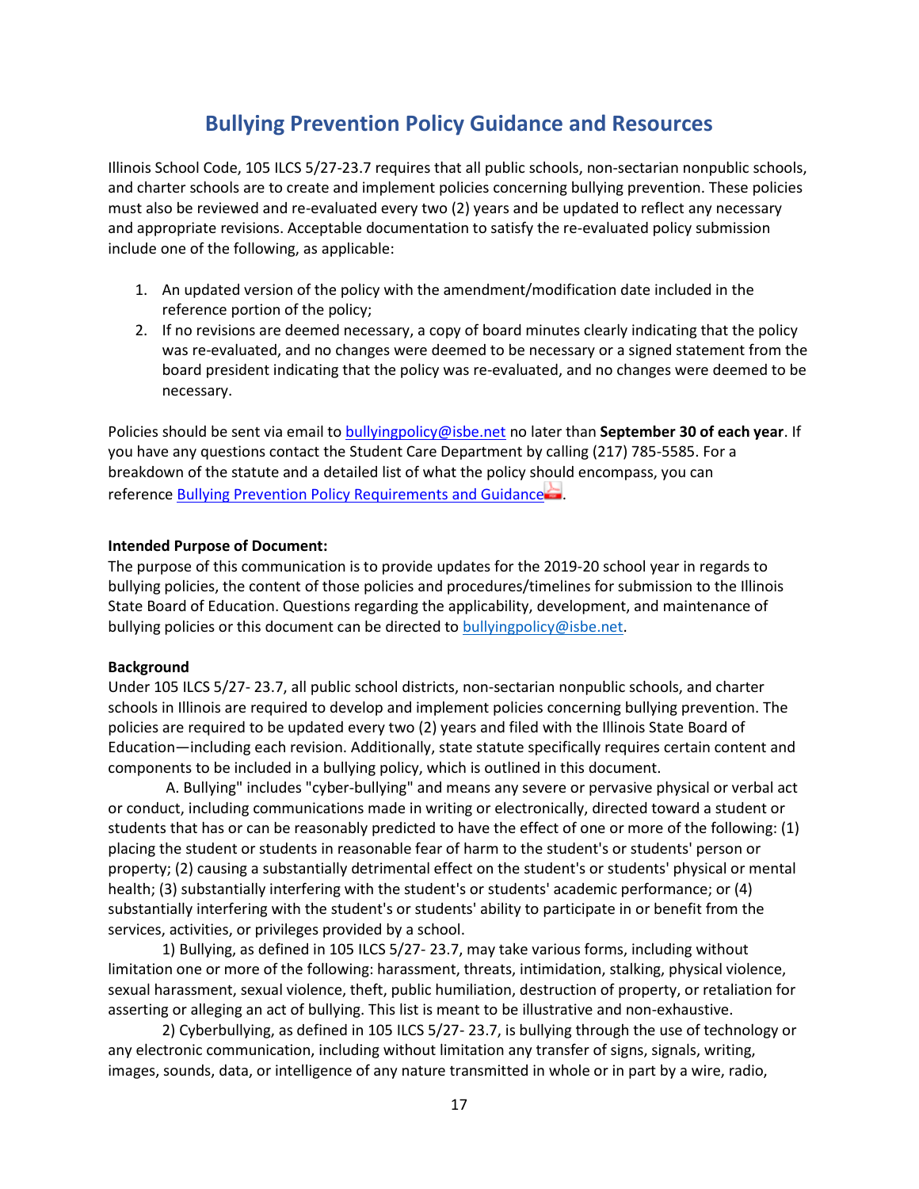# Bullying Prevention Policy Guidance and Resources

Illinois School Code, 105 ILCS 5/27-23.7 requires that all public schools, non-sectarian nonpublic schools, and charter schools are to create and implement policies concerning bullying prevention. These policies must also be reviewed and re-evaluated every two (2) years and be updated to reflect any necessary and appropriate revisions. Acceptable documentation to satisfy the re-evaluated policy submission include one of the following, as applicable:

1. An updated version of the policy with the amendment/modification date included in the reference portion of the policy;
2. If no revisions are deemed necessary, a copy of board minutes clearly indicating that the policy was re-evaluated, and no changes were deemed to be necessary or a signed statement from the board president indicating that the policy was re-evaluated, and no changes were deemed to be necessary.

Policies should be sent via email to bullyingpolicy@isbe.net no later than **September 30 of each year**. If you have any questions contact the Student Care Department by calling (217) 785-5585. For a breakdown of the statute and a detailed list of what the policy should encompass, you can reference Bullying Prevention Policy Requirements and Guidance.

**Intended Purpose of Document:**
The purpose of this communication is to provide updates for the 2019-20 school year in regards to bullying policies, the content of those policies and procedures/timelines for submission to the Illinois State Board of Education. Questions regarding the applicability, development, and maintenance of bullying policies or this document can be directed to bullyingpolicy@isbe.net.

**Background**
Under 105 ILCS 5/27- 23.7, all public school districts, non-sectarian nonpublic schools, and charter schools in Illinois are required to develop and implement policies concerning bullying prevention. The policies are required to be updated every two (2) years and filed with the Illinois State Board of Education—including each revision. Additionally, state statute specifically requires certain content and components to be included in a bullying policy, which is outlined in this document.

A. Bullying" includes "cyber-bullying" and means any severe or pervasive physical or verbal act or conduct, including communications made in writing or electronically, directed toward a student or students that has or can be reasonably predicted to have the effect of one or more of the following: (1) placing the student or students in reasonable fear of harm to the student's or students' person or property; (2) causing a substantially detrimental effect on the student's or students' physical or mental health; (3) substantially interfering with the student's or students' academic performance; or (4) substantially interfering with the student's or students' ability to participate in or benefit from the services, activities, or privileges provided by a school.

1) Bullying, as defined in 105 ILCS 5/27- 23.7, may take various forms, including without limitation one or more of the following: harassment, threats, intimidation, stalking, physical violence, sexual harassment, sexual violence, theft, public humiliation, destruction of property, or retaliation for asserting or alleging an act of bullying. This list is meant to be illustrative and non-exhaustive.

2) Cyberbullying, as defined in 105 ILCS 5/27- 23.7, is bullying through the use of technology or any electronic communication, including without limitation any transfer of signs, signals, writing, images, sounds, data, or intelligence of any nature transmitted in whole or in part by a wire, radio,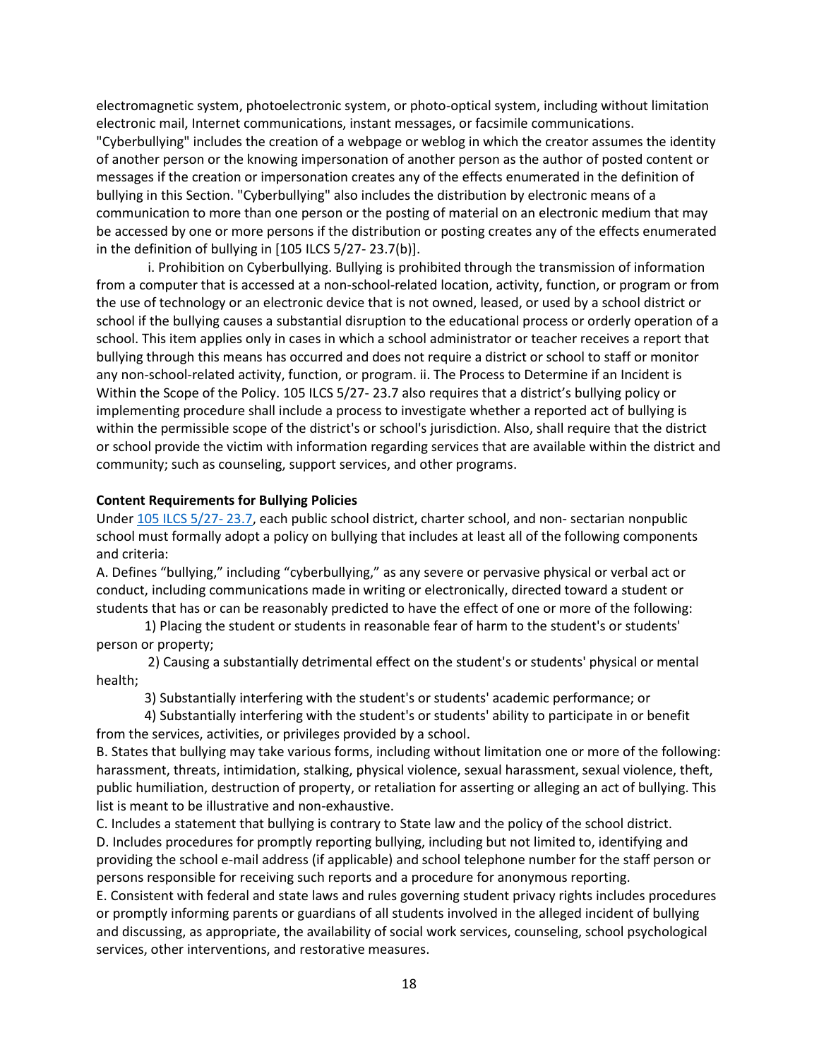electromagnetic system, photoelectronic system, or photo-optical system, including without limitation electronic mail, Internet communications, instant messages, or facsimile communications. "Cyberbullying" includes the creation of a webpage or weblog in which the creator assumes the identity of another person or the knowing impersonation of another person as the author of posted content or messages if the creation or impersonation creates any of the effects enumerated in the definition of bullying in this Section. "Cyberbullying" also includes the distribution by electronic means of a communication to more than one person or the posting of material on an electronic medium that may be accessed by one or more persons if the distribution or posting creates any of the effects enumerated in the definition of bullying in [105 ILCS 5/27- 23.7(b)].

i. Prohibition on Cyberbullying. Bullying is prohibited through the transmission of information from a computer that is accessed at a non-school-related location, activity, function, or program or from the use of technology or an electronic device that is not owned, leased, or used by a school district or school if the bullying causes a substantial disruption to the educational process or orderly operation of a school. This item applies only in cases in which a school administrator or teacher receives a report that bullying through this means has occurred and does not require a district or school to staff or monitor any non-school-related activity, function, or program. ii. The Process to Determine if an Incident is Within the Scope of the Policy. 105 ILCS 5/27- 23.7 also requires that a district's bullying policy or implementing procedure shall include a process to investigate whether a reported act of bullying is within the permissible scope of the district's or school's jurisdiction. Also, shall require that the district or school provide the victim with information regarding services that are available within the district and community; such as counseling, support services, and other programs.

**Content Requirements for Bullying Policies**

Under 105 ILCS 5/27- 23.7, each public school district, charter school, and non- sectarian nonpublic school must formally adopt a policy on bullying that includes at least all of the following components and criteria:

A. Defines "bullying," including "cyberbullying," as any severe or pervasive physical or verbal act or conduct, including communications made in writing or electronically, directed toward a student or students that has or can be reasonably predicted to have the effect of one or more of the following:

1) Placing the student or students in reasonable fear of harm to the student's or students' person or property;

2) Causing a substantially detrimental effect on the student's or students' physical or mental health;

3) Substantially interfering with the student's or students' academic performance; or

4) Substantially interfering with the student's or students' ability to participate in or benefit from the services, activities, or privileges provided by a school.

B. States that bullying may take various forms, including without limitation one or more of the following: harassment, threats, intimidation, stalking, physical violence, sexual harassment, sexual violence, theft, public humiliation, destruction of property, or retaliation for asserting or alleging an act of bullying. This list is meant to be illustrative and non-exhaustive.

C. Includes a statement that bullying is contrary to State law and the policy of the school district.

D. Includes procedures for promptly reporting bullying, including but not limited to, identifying and providing the school e-mail address (if applicable) and school telephone number for the staff person or persons responsible for receiving such reports and a procedure for anonymous reporting.

E. Consistent with federal and state laws and rules governing student privacy rights includes procedures or promptly informing parents or guardians of all students involved in the alleged incident of bullying and discussing, as appropriate, the availability of social work services, counseling, school psychological services, other interventions, and restorative measures.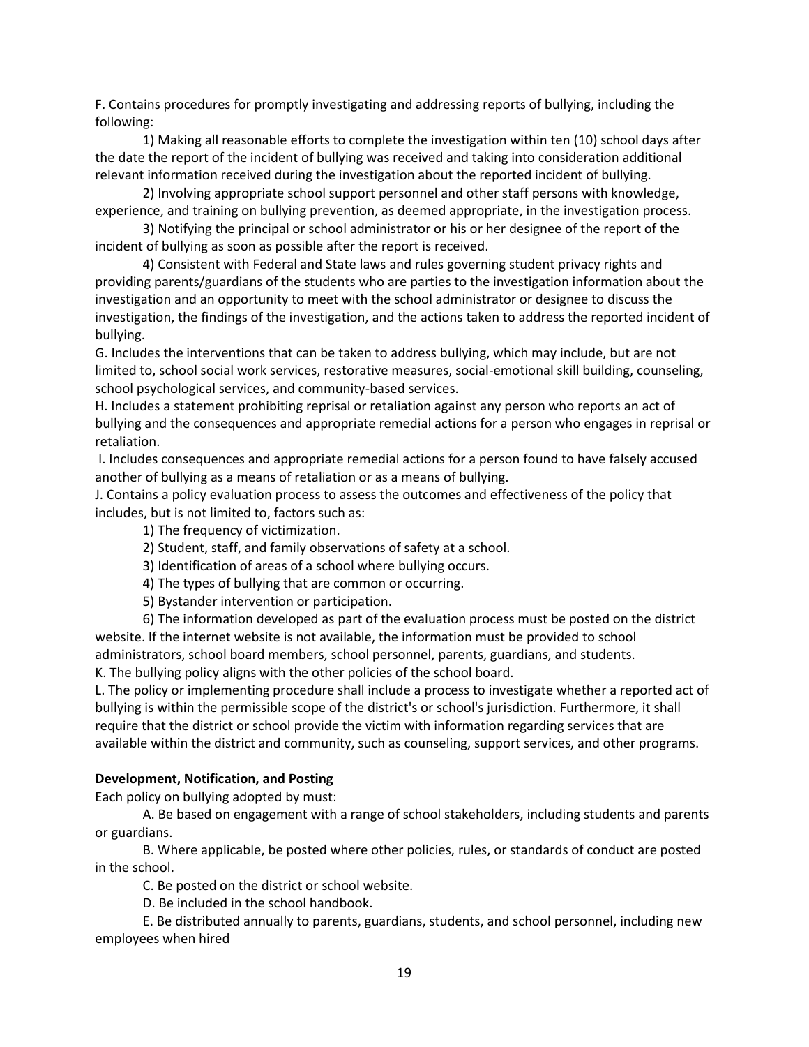F. Contains procedures for promptly investigating and addressing reports of bullying, including the following:

1) Making all reasonable efforts to complete the investigation within ten (10) school days after the date the report of the incident of bullying was received and taking into consideration additional relevant information received during the investigation about the reported incident of bullying.

2) Involving appropriate school support personnel and other staff persons with knowledge, experience, and training on bullying prevention, as deemed appropriate, in the investigation process.

3) Notifying the principal or school administrator or his or her designee of the report of the incident of bullying as soon as possible after the report is received.

4) Consistent with Federal and State laws and rules governing student privacy rights and providing parents/guardians of the students who are parties to the investigation information about the investigation and an opportunity to meet with the school administrator or designee to discuss the investigation, the findings of the investigation, and the actions taken to address the reported incident of bullying.

G. Includes the interventions that can be taken to address bullying, which may include, but are not limited to, school social work services, restorative measures, social-emotional skill building, counseling, school psychological services, and community-based services.

H. Includes a statement prohibiting reprisal or retaliation against any person who reports an act of bullying and the consequences and appropriate remedial actions for a person who engages in reprisal or retaliation.

I. Includes consequences and appropriate remedial actions for a person found to have falsely accused another of bullying as a means of retaliation or as a means of bullying.

J. Contains a policy evaluation process to assess the outcomes and effectiveness of the policy that includes, but is not limited to, factors such as:

1) The frequency of victimization.

2) Student, staff, and family observations of safety at a school.

3) Identification of areas of a school where bullying occurs.

4) The types of bullying that are common or occurring.

5) Bystander intervention or participation.

6) The information developed as part of the evaluation process must be posted on the district website. If the internet website is not available, the information must be provided to school administrators, school board members, school personnel, parents, guardians, and students.

K. The bullying policy aligns with the other policies of the school board.

L. The policy or implementing procedure shall include a process to investigate whether a reported act of bullying is within the permissible scope of the district's or school's jurisdiction. Furthermore, it shall require that the district or school provide the victim with information regarding services that are available within the district and community, such as counseling, support services, and other programs.

**Development, Notification, and Posting**

Each policy on bullying adopted by must:

A. Be based on engagement with a range of school stakeholders, including students and parents or guardians.

B. Where applicable, be posted where other policies, rules, or standards of conduct are posted in the school.

C. Be posted on the district or school website.

D. Be included in the school handbook.

E. Be distributed annually to parents, guardians, students, and school personnel, including new employees when hired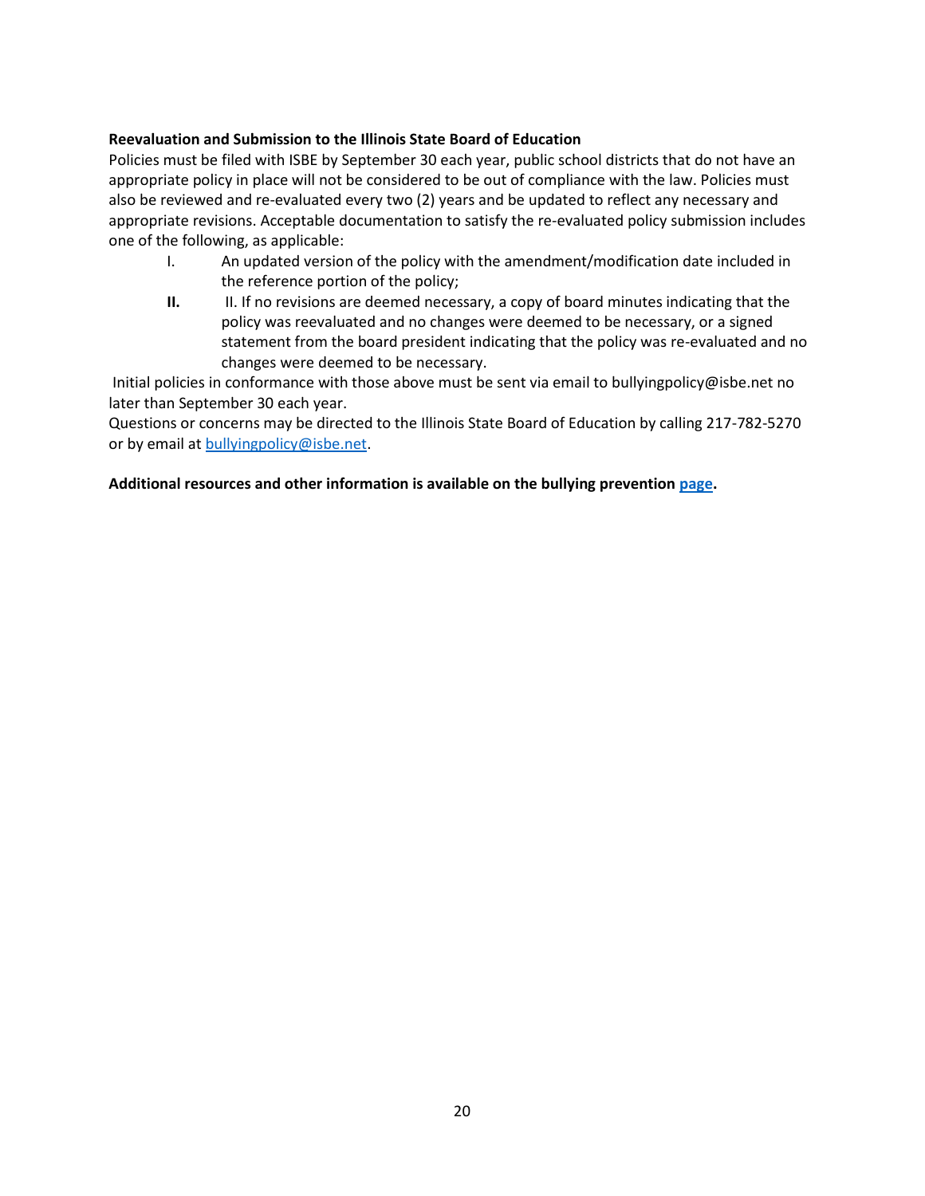**Reevaluation and Submission to the Illinois State Board of Education**

Policies must be filed with ISBE by September 30 each year, public school districts that do not have an appropriate policy in place will not be considered to be out of compliance with the law. Policies must also be reviewed and re-evaluated every two (2) years and be updated to reflect any necessary and appropriate revisions. Acceptable documentation to satisfy the re-evaluated policy submission includes one of the following, as applicable:

- I. An updated version of the policy with the amendment/modification date included in the reference portion of the policy;
- **II.** II. If no revisions are deemed necessary, a copy of board minutes indicating that the policy was reevaluated and no changes were deemed to be necessary, or a signed statement from the board president indicating that the policy was re-evaluated and no changes were deemed to be necessary.

Initial policies in conformance with those above must be sent via email to bullyingpolicy@isbe.net no later than September 30 each year.

Questions or concerns may be directed to the Illinois State Board of Education by calling 217-782-5270 or by email at [bullyingpolicy@isbe.net](mailto:bullyingpolicy@isbe.net).

**Additional resources and other information is available on the bullying prevention page.**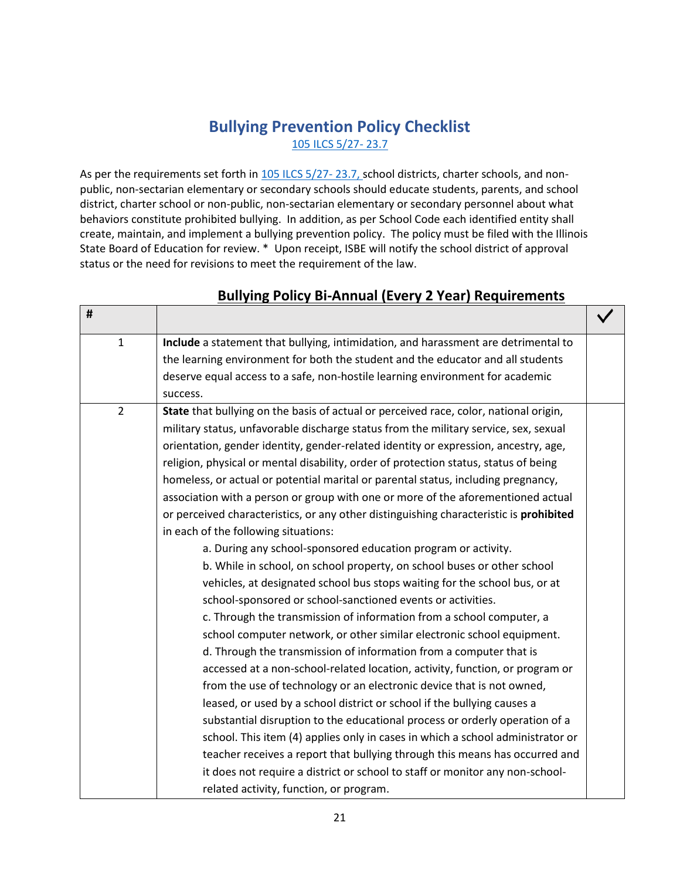# Bullying Prevention Policy Checklist

[105 ILCS 5/27- 23.7](105 ILCS 5/27- 23.7)

As per the requirements set forth in 105 ILCS 5/27- 23.7, school districts, charter schools, and non-public, non-sectarian elementary or secondary schools should educate students, parents, and school district, charter school or non-public, non-sectarian elementary or secondary personnel about what behaviors constitute prohibited bullying. In addition, as per School Code each identified entity shall create, maintain, and implement a bullying prevention policy. The policy must be filed with the Illinois State Board of Education for review. * Upon receipt, ISBE will notify the school district of approval status or the need for revisions to meet the requirement of the law.

## Bullying Policy Bi-Annual (Every 2 Year) Requirements

| # | | ✓ |
|---|---|---|
| 1 | **Include** a statement that bullying, intimidation, and harassment are detrimental to the learning environment for both the student and the educator and all students deserve equal access to a safe, non-hostile learning environment for academic success. | |
| 2 | **State** that bullying on the basis of actual or perceived race, color, national origin, military status, unfavorable discharge status from the military service, sex, sexual orientation, gender identity, gender-related identity or expression, ancestry, age, religion, physical or mental disability, order of protection status, status of being homeless, or actual or potential marital or parental status, including pregnancy, association with a person or group with one or more of the aforementioned actual or perceived characteristics, or any other distinguishing characteristic is **prohibited** in each of the following situations:<br>a. During any school-sponsored education program or activity.<br>b. While in school, on school property, on school buses or other school vehicles, at designated school bus stops waiting for the school bus, or at school-sponsored or school-sanctioned events or activities.<br>c. Through the transmission of information from a school computer, a school computer network, or other similar electronic school equipment.<br>d. Through the transmission of information from a computer that is accessed at a non-school-related location, activity, function, or program or from the use of technology or an electronic device that is not owned, leased, or used by a school district or school if the bullying causes a substantial disruption to the educational process or orderly operation of a school. This item (4) applies only in cases in which a school administrator or teacher receives a report that bullying through this means has occurred and it does not require a district or school to staff or monitor any non-school-related activity, function, or program. | |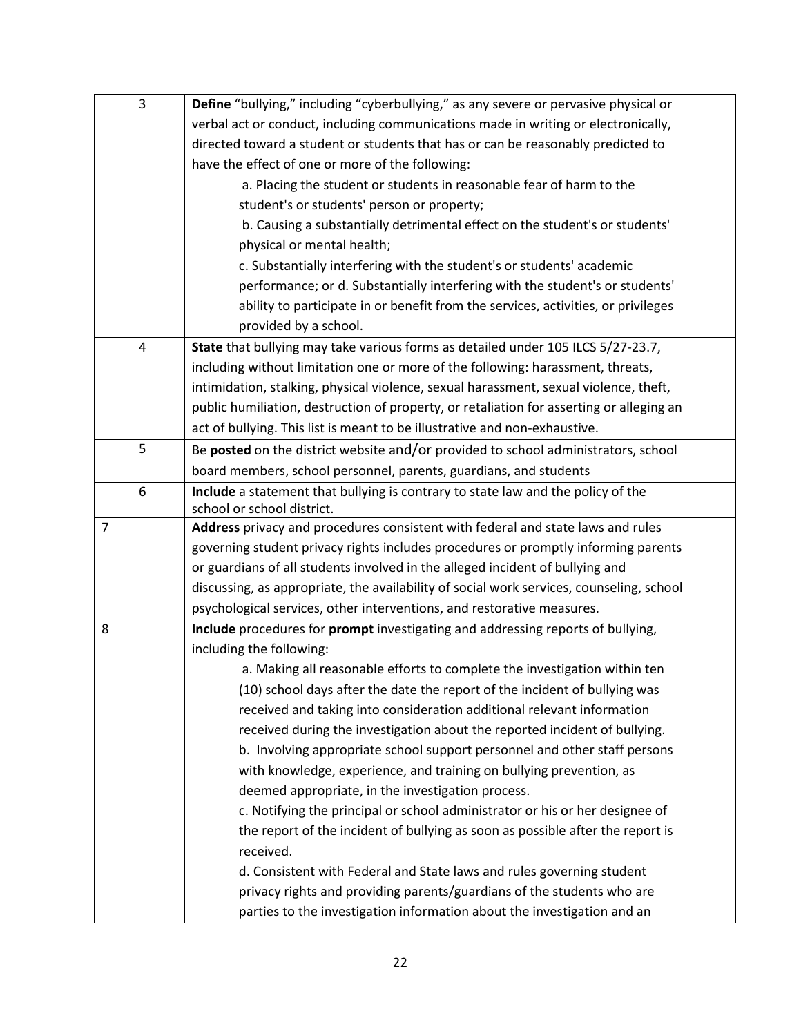| | | |
|---|---|---|
| 3 | **Define** "bullying," including "cyberbullying," as any severe or pervasive physical or verbal act or conduct, including communications made in writing or electronically, directed toward a student or students that has or can be reasonably predicted to have the effect of one or more of the following:<br>a. Placing the student or students in reasonable fear of harm to the student's or students' person or property;<br>b. Causing a substantially detrimental effect on the student's or students' physical or mental health;<br>c. Substantially interfering with the student's or students' academic performance; or d. Substantially interfering with the student's or students' ability to participate in or benefit from the services, activities, or privileges provided by a school. | |
| 4 | **State** that bullying may take various forms as detailed under 105 ILCS 5/27-23.7, including without limitation one or more of the following: harassment, threats, intimidation, stalking, physical violence, sexual harassment, sexual violence, theft, public humiliation, destruction of property, or retaliation for asserting or alleging an act of bullying. This list is meant to be illustrative and non-exhaustive. | |
| 5 | Be **posted** on the district website and/or provided to school administrators, school board members, school personnel, parents, guardians, and students | |
| 6 | **Include** a statement that bullying is contrary to state law and the policy of the school or school district. | |
| 7 | **Address** privacy and procedures consistent with federal and state laws and rules governing student privacy rights includes procedures or promptly informing parents or guardians of all students involved in the alleged incident of bullying and discussing, as appropriate, the availability of social work services, counseling, school psychological services, other interventions, and restorative measures. | |
| 8 | **Include** procedures for **prompt** investigating and addressing reports of bullying, including the following:<br>a. Making all reasonable efforts to complete the investigation within ten (10) school days after the date the report of the incident of bullying was received and taking into consideration additional relevant information received during the investigation about the reported incident of bullying.<br>b. Involving appropriate school support personnel and other staff persons with knowledge, experience, and training on bullying prevention, as deemed appropriate, in the investigation process.<br>c. Notifying the principal or school administrator or his or her designee of the report of the incident of bullying as soon as possible after the report is received.<br>d. Consistent with Federal and State laws and rules governing student privacy rights and providing parents/guardians of the students who are parties to the investigation information about the investigation and an | |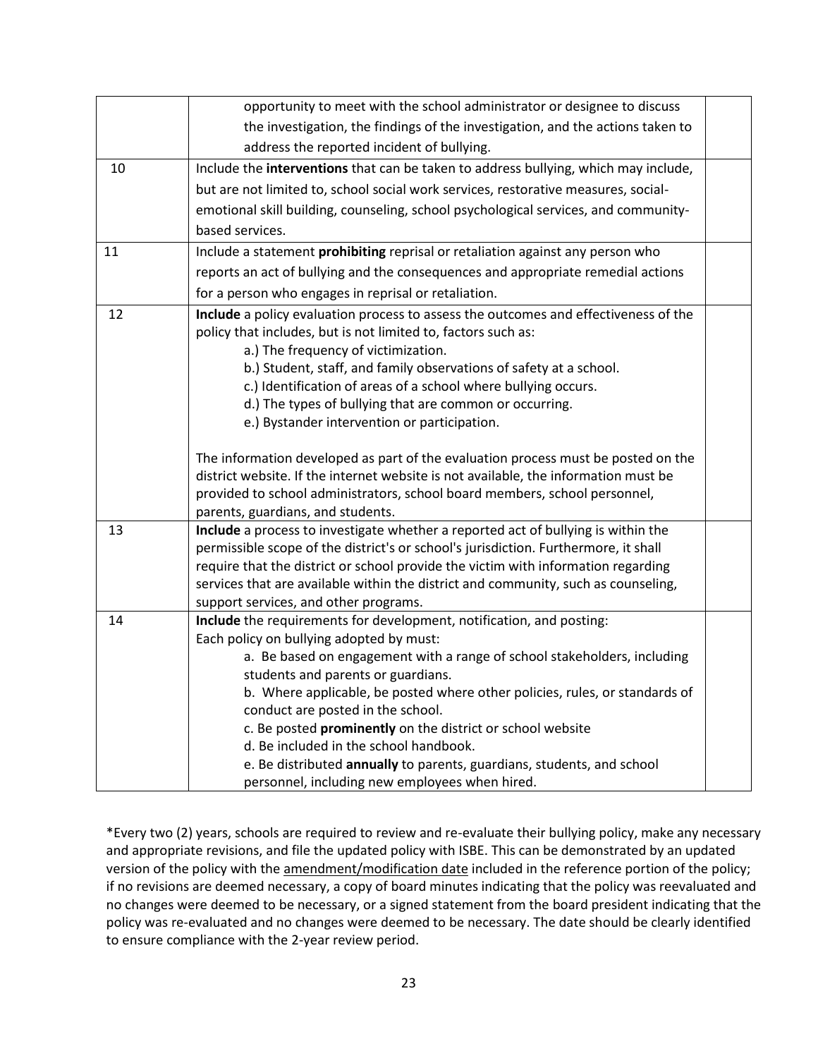| | | |
|---|---|---|
| | opportunity to meet with the school administrator or designee to discuss the investigation, the findings of the investigation, and the actions taken to address the reported incident of bullying. | |
| 10 | Include the **interventions** that can be taken to address bullying, which may include, but are not limited to, school social work services, restorative measures, social-emotional skill building, counseling, school psychological services, and community-based services. | |
| 11 | Include a statement **prohibiting** reprisal or retaliation against any person who reports an act of bullying and the consequences and appropriate remedial actions for a person who engages in reprisal or retaliation. | |
| 12 | **Include** a policy evaluation process to assess the outcomes and effectiveness of the policy that includes, but is not limited to, factors such as:<br>a.) The frequency of victimization.<br>b.) Student, staff, and family observations of safety at a school.<br>c.) Identification of areas of a school where bullying occurs.<br>d.) The types of bullying that are common or occurring.<br>e.) Bystander intervention or participation.<br><br>The information developed as part of the evaluation process must be posted on the district website. If the internet website is not available, the information must be provided to school administrators, school board members, school personnel, parents, guardians, and students. | |
| 13 | **Include** a process to investigate whether a reported act of bullying is within the permissible scope of the district's or school's jurisdiction. Furthermore, it shall require that the district or school provide the victim with information regarding services that are available within the district and community, such as counseling, support services, and other programs. | |
| 14 | **Include** the requirements for development, notification, and posting:<br>Each policy on bullying adopted by must:<br>a. Be based on engagement with a range of school stakeholders, including students and parents or guardians.<br>b. Where applicable, be posted where other policies, rules, or standards of conduct are posted in the school.<br>c. Be posted **prominently** on the district or school website<br>d. Be included in the school handbook.<br>e. Be distributed **annually** to parents, guardians, students, and school personnel, including new employees when hired. | |

*Every two (2) years, schools are required to review and re-evaluate their bullying policy, make any necessary and appropriate revisions, and file the updated policy with ISBE. This can be demonstrated by an updated version of the policy with the <u>amendment/modification date</u> included in the reference portion of the policy; if no revisions are deemed necessary, a copy of board minutes indicating that the policy was reevaluated and no changes were deemed to be necessary, or a signed statement from the board president indicating that the policy was re-evaluated and no changes were deemed to be necessary. The date should be clearly identified to ensure compliance with the 2-year review period.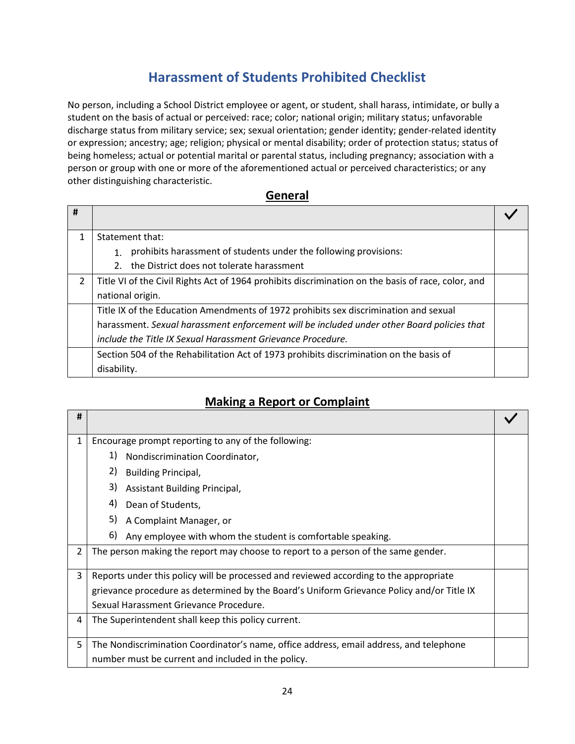# Harassment of Students Prohibited Checklist

No person, including a School District employee or agent, or student, shall harass, intimidate, or bully a student on the basis of actual or perceived: race; color; national origin; military status; unfavorable discharge status from military service; sex; sexual orientation; gender identity; gender-related identity or expression; ancestry; age; religion; physical or mental disability; order of protection status; status of being homeless; actual or potential marital or parental status, including pregnancy; association with a person or group with one or more of the aforementioned actual or perceived characteristics; or any other distinguishing characteristic.

## General

| # | | ✓ |
|---|---|---|
| 1 | Statement that:<br>1. prohibits harassment of students under the following provisions:<br>2. the District does not tolerate harassment | |
| 2 | Title VI of the Civil Rights Act of 1964 prohibits discrimination on the basis of race, color, and national origin. | |
| | Title IX of the Education Amendments of 1972 prohibits sex discrimination and sexual harassment. *Sexual harassment enforcement will be included under other Board policies that include the Title IX Sexual Harassment Grievance Procedure.* | |
| | Section 504 of the Rehabilitation Act of 1973 prohibits discrimination on the basis of disability. | |

## Making a Report or Complaint

| # | | ✓ |
|---|---|---|
| 1 | Encourage prompt reporting to any of the following:<br>1) Nondiscrimination Coordinator,<br>2) Building Principal,<br>3) Assistant Building Principal,<br>4) Dean of Students,<br>5) A Complaint Manager, or<br>6) Any employee with whom the student is comfortable speaking. | |
| 2 | The person making the report may choose to report to a person of the same gender. | |
| 3 | Reports under this policy will be processed and reviewed according to the appropriate grievance procedure as determined by the Board's Uniform Grievance Policy and/or Title IX Sexual Harassment Grievance Procedure. | |
| 4 | The Superintendent shall keep this policy current. | |
| 5 | The Nondiscrimination Coordinator's name, office address, email address, and telephone number must be current and included in the policy. | |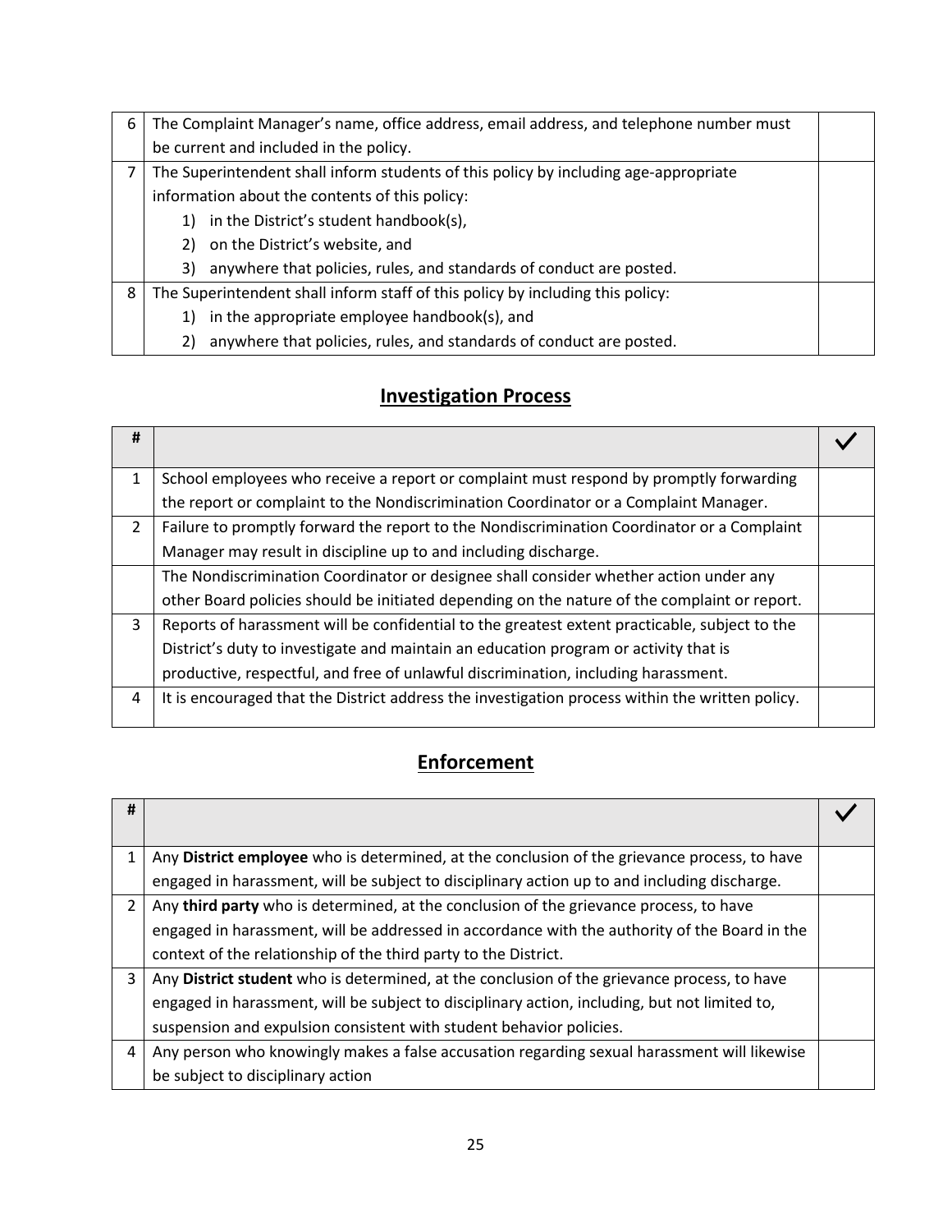| | | |
|---|---|---|
| 6 | The Complaint Manager's name, office address, email address, and telephone number must be current and included in the policy. | |
| 7 | The Superintendent shall inform students of this policy by including age-appropriate information about the contents of this policy:<br>1) in the District's student handbook(s),<br>2) on the District's website, and<br>3) anywhere that policies, rules, and standards of conduct are posted. | |
| 8 | The Superintendent shall inform staff of this policy by including this policy:<br>1) in the appropriate employee handbook(s), and<br>2) anywhere that policies, rules, and standards of conduct are posted. | |

## Investigation Process

| # | | ✓ |
|---|---|---|
| 1 | School employees who receive a report or complaint must respond by promptly forwarding the report or complaint to the Nondiscrimination Coordinator or a Complaint Manager. | |
| 2 | Failure to promptly forward the report to the Nondiscrimination Coordinator or a Complaint Manager may result in discipline up to and including discharge. | |
| | The Nondiscrimination Coordinator or designee shall consider whether action under any other Board policies should be initiated depending on the nature of the complaint or report. | |
| 3 | Reports of harassment will be confidential to the greatest extent practicable, subject to the District's duty to investigate and maintain an education program or activity that is productive, respectful, and free of unlawful discrimination, including harassment. | |
| 4 | It is encouraged that the District address the investigation process within the written policy. | |

## Enforcement

| # | | ✓ |
|---|---|---|
| 1 | Any **District employee** who is determined, at the conclusion of the grievance process, to have engaged in harassment, will be subject to disciplinary action up to and including discharge. | |
| 2 | Any **third party** who is determined, at the conclusion of the grievance process, to have engaged in harassment, will be addressed in accordance with the authority of the Board in the context of the relationship of the third party to the District. | |
| 3 | Any **District student** who is determined, at the conclusion of the grievance process, to have engaged in harassment, will be subject to disciplinary action, including, but not limited to, suspension and expulsion consistent with student behavior policies. | |
| 4 | Any person who knowingly makes a false accusation regarding sexual harassment will likewise be subject to disciplinary action | |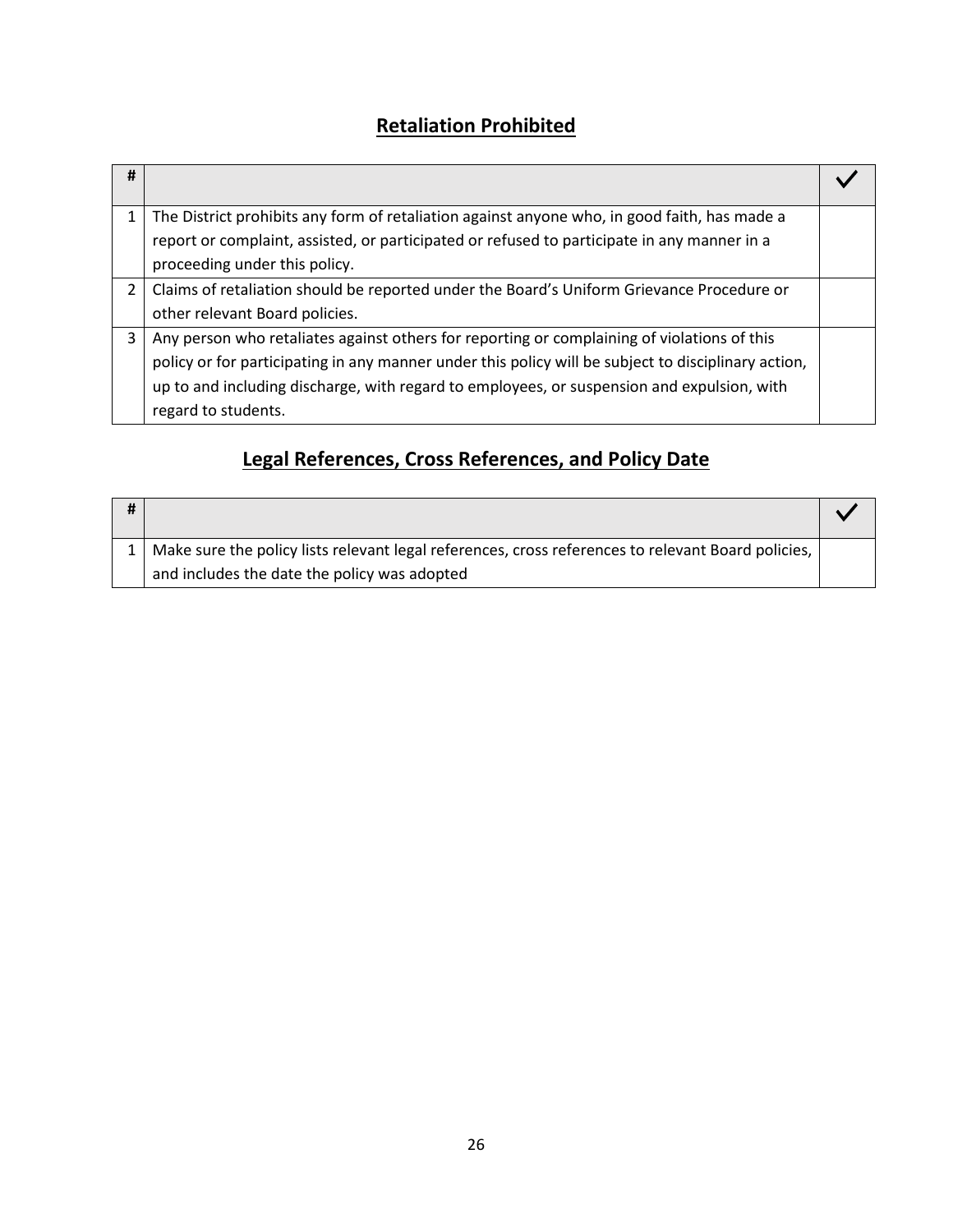## Retaliation Prohibited

| # | | ✓ |
|---|---|---|
| 1 | The District prohibits any form of retaliation against anyone who, in good faith, has made a report or complaint, assisted, or participated or refused to participate in any manner in a proceeding under this policy. | |
| 2 | Claims of retaliation should be reported under the Board's Uniform Grievance Procedure or other relevant Board policies. | |
| 3 | Any person who retaliates against others for reporting or complaining of violations of this policy or for participating in any manner under this policy will be subject to disciplinary action, up to and including discharge, with regard to employees, or suspension and expulsion, with regard to students. | |

## Legal References, Cross References, and Policy Date

| # | | ✓ |
|---|---|---|
| 1 | Make sure the policy lists relevant legal references, cross references to relevant Board policies, and includes the date the policy was adopted | |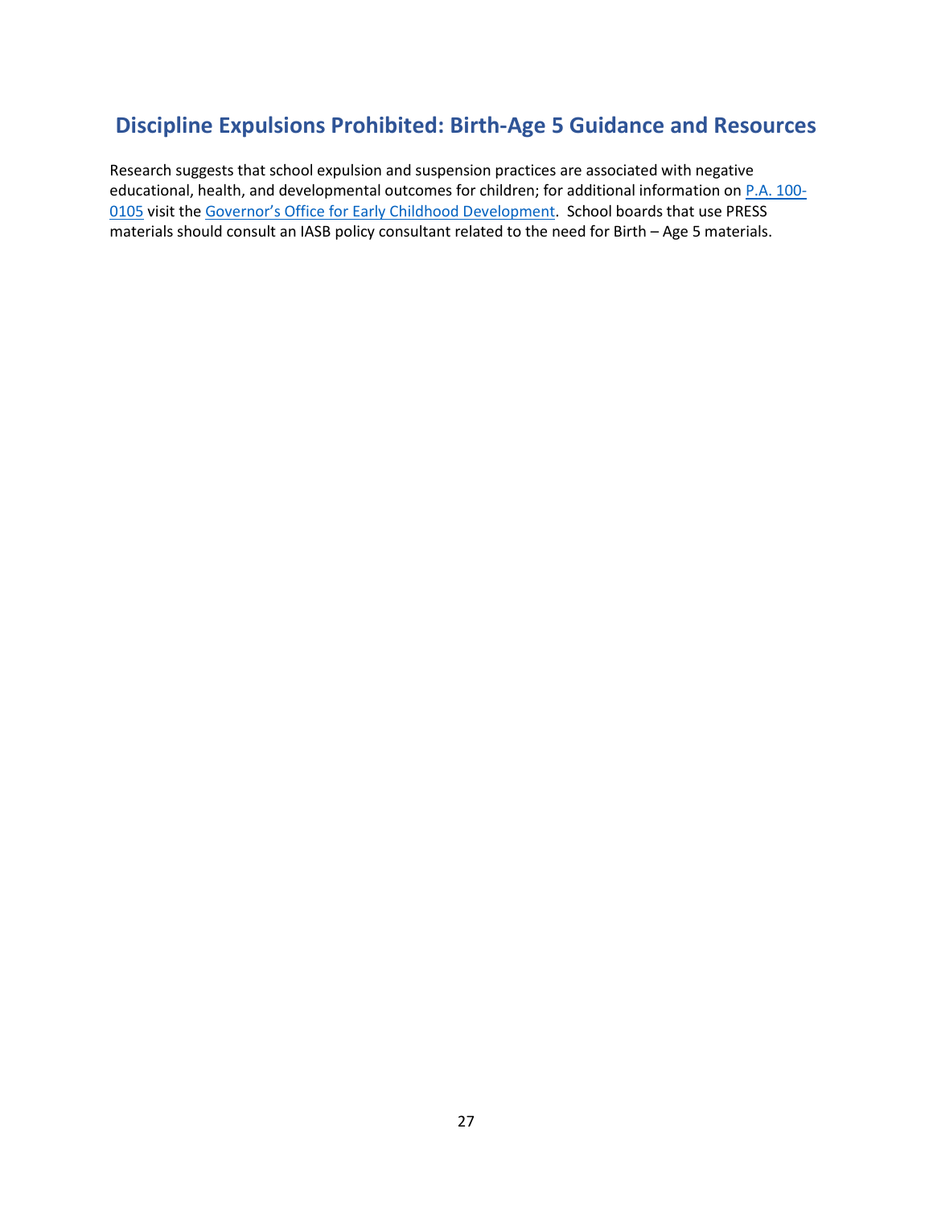## Discipline Expulsions Prohibited: Birth-Age 5 Guidance and Resources

Research suggests that school expulsion and suspension practices are associated with negative educational, health, and developmental outcomes for children; for additional information on [P.A. 100-0105]() visit the [Governor's Office for Early Childhood Development](). School boards that use PRESS materials should consult an IASB policy consultant related to the need for Birth – Age 5 materials.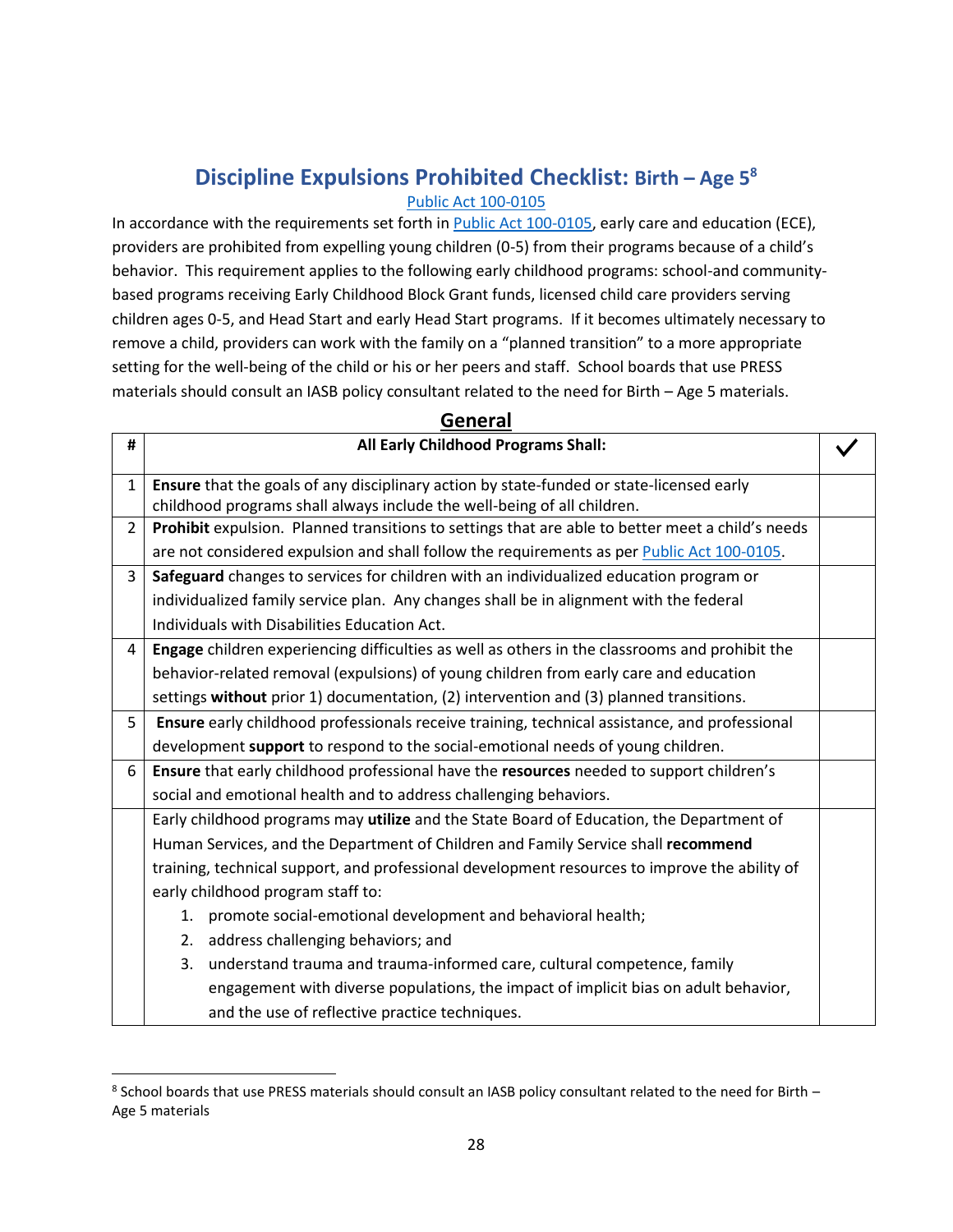# Discipline Expulsions Prohibited Checklist: Birth – Age 5[8]

Public Act 100-0105

In accordance with the requirements set forth in Public Act 100-0105, early care and education (ECE), providers are prohibited from expelling young children (0-5) from their programs because of a child's behavior. This requirement applies to the following early childhood programs: school-and community-based programs receiving Early Childhood Block Grant funds, licensed child care providers serving children ages 0-5, and Head Start and early Head Start programs. If it becomes ultimately necessary to remove a child, providers can work with the family on a "planned transition" to a more appropriate setting for the well-being of the child or his or her peers and staff. School boards that use PRESS materials should consult an IASB policy consultant related to the need for Birth – Age 5 materials.

## General

| # | All Early Childhood Programs Shall: | ✓ |
|---|---|---|
| 1 | **Ensure** that the goals of any disciplinary action by state-funded or state-licensed early childhood programs shall always include the well-being of all children. | |
| 2 | **Prohibit** expulsion. Planned transitions to settings that are able to better meet a child's needs are not considered expulsion and shall follow the requirements as per Public Act 100-0105. | |
| 3 | **Safeguard** changes to services for children with an individualized education program or individualized family service plan. Any changes shall be in alignment with the federal Individuals with Disabilities Education Act. | |
| 4 | **Engage** children experiencing difficulties as well as others in the classrooms and prohibit the behavior-related removal (expulsions) of young children from early care and education settings **without** prior 1) documentation, (2) intervention and (3) planned transitions. | |
| 5 | **Ensure** early childhood professionals receive training, technical assistance, and professional development **support** to respond to the social-emotional needs of young children. | |
| 6 | **Ensure** that early childhood professional have the **resources** needed to support children's social and emotional health and to address challenging behaviors. | |
| | Early childhood programs may **utilize** and the State Board of Education, the Department of Human Services, and the Department of Children and Family Service shall **recommend** training, technical support, and professional development resources to improve the ability of early childhood program staff to: 1. promote social-emotional development and behavioral health; 2. address challenging behaviors; and 3. understand trauma and trauma-informed care, cultural competence, family engagement with diverse populations, the impact of implicit bias on adult behavior, and the use of reflective practice techniques. | |

[8] School boards that use PRESS materials should consult an IASB policy consultant related to the need for Birth – Age 5 materials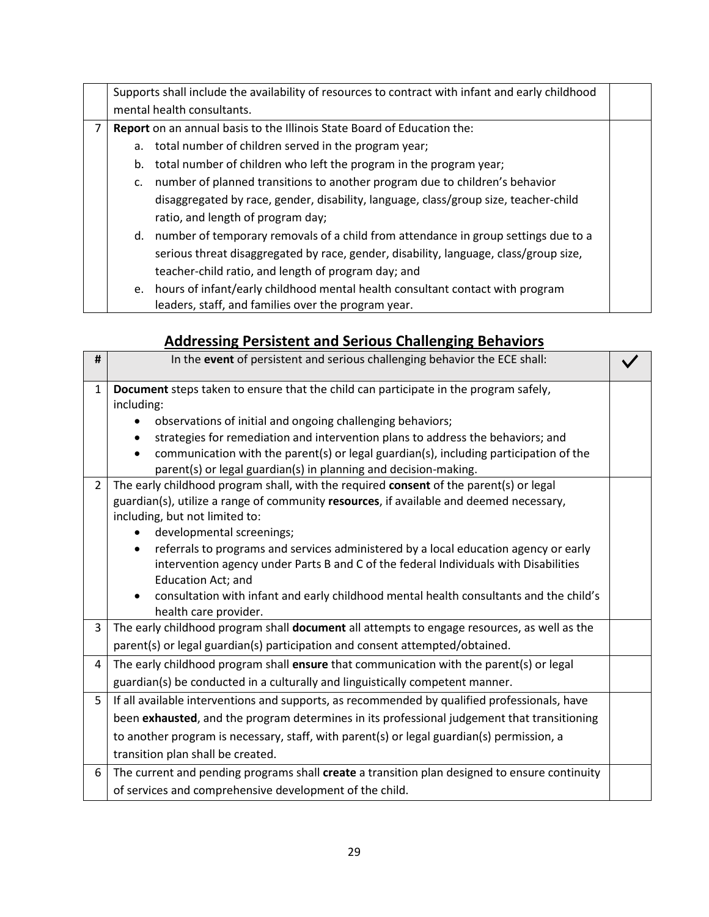| | | |
|---|---|---|
| | Supports shall include the availability of resources to contract with infant and early childhood mental health consultants. | |
| 7 | **Report** on an annual basis to the Illinois State Board of Education the:<br>a. total number of children served in the program year;<br>b. total number of children who left the program in the program year;<br>c. number of planned transitions to another program due to children's behavior disaggregated by race, gender, disability, language, class/group size, teacher-child ratio, and length of program day;<br>d. number of temporary removals of a child from attendance in group settings due to a serious threat disaggregated by race, gender, disability, language, class/group size, teacher-child ratio, and length of program day; and<br>e. hours of infant/early childhood mental health consultant contact with program leaders, staff, and families over the program year. | |

## Addressing Persistent and Serious Challenging Behaviors

| # | In the **event** of persistent and serious challenging behavior the ECE shall: | ✓ |
|---|---|---|
| 1 | **Document** steps taken to ensure that the child can participate in the program safely, including:<br>• observations of initial and ongoing challenging behaviors;<br>• strategies for remediation and intervention plans to address the behaviors; and<br>• communication with the parent(s) or legal guardian(s), including participation of the parent(s) or legal guardian(s) in planning and decision-making. | |
| 2 | The early childhood program shall, with the required **consent** of the parent(s) or legal guardian(s), utilize a range of community **resources**, if available and deemed necessary, including, but not limited to:<br>• developmental screenings;<br>• referrals to programs and services administered by a local education agency or early intervention agency under Parts B and C of the federal Individuals with Disabilities Education Act; and<br>• consultation with infant and early childhood mental health consultants and the child's health care provider. | |
| 3 | The early childhood program shall **document** all attempts to engage resources, as well as the parent(s) or legal guardian(s) participation and consent attempted/obtained. | |
| 4 | The early childhood program shall **ensure** that communication with the parent(s) or legal guardian(s) be conducted in a culturally and linguistically competent manner. | |
| 5 | If all available interventions and supports, as recommended by qualified professionals, have been **exhausted**, and the program determines in its professional judgement that transitioning to another program is necessary, staff, with parent(s) or legal guardian(s) permission, a transition plan shall be created. | |
| 6 | The current and pending programs shall **create** a transition plan designed to ensure continuity of services and comprehensive development of the child. | |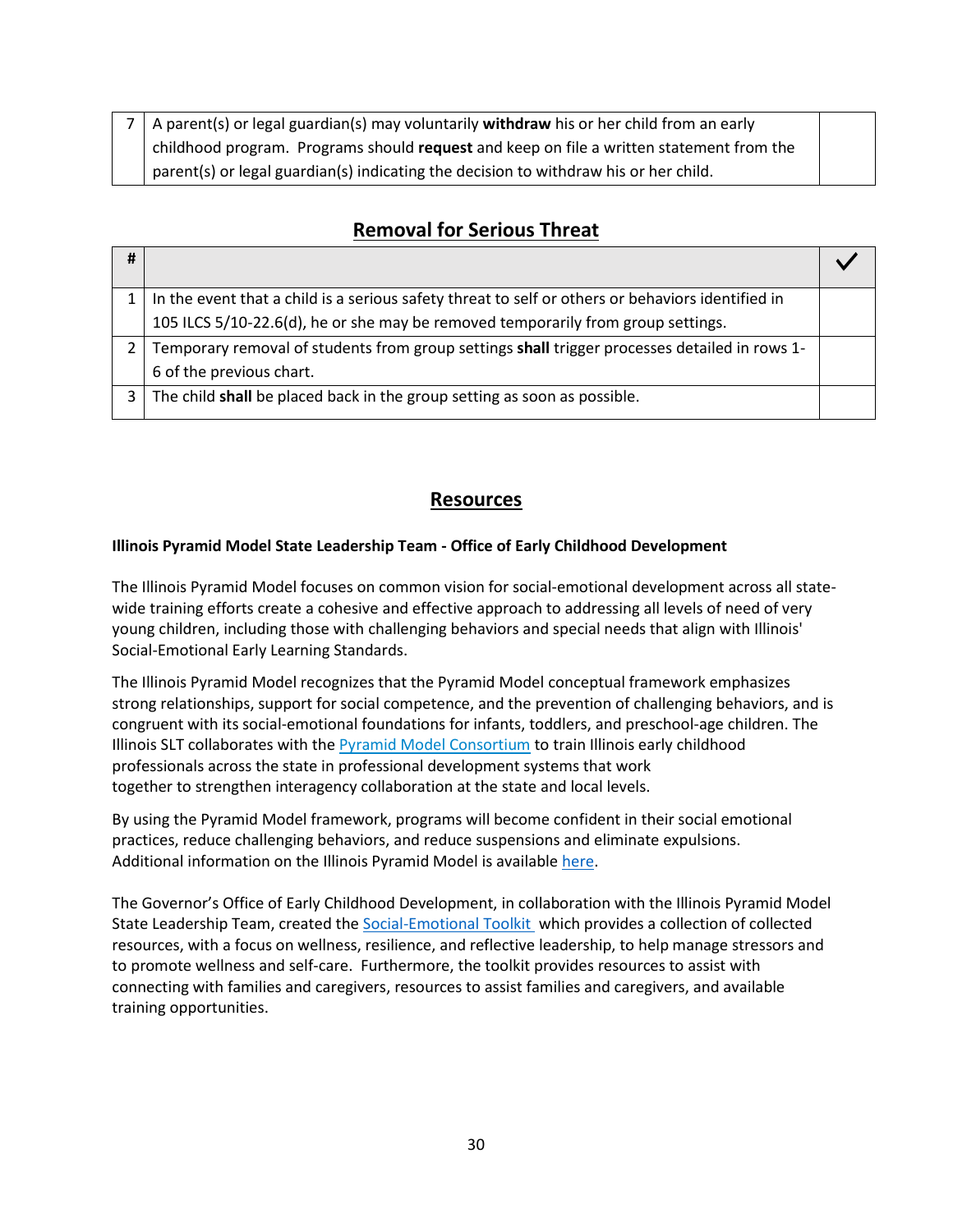| | | |
|---|---|---|
| 7 | A parent(s) or legal guardian(s) may voluntarily **withdraw** his or her child from an early childhood program. Programs should **request** and keep on file a written statement from the parent(s) or legal guardian(s) indicating the decision to withdraw his or her child. | |

## Removal for Serious Threat

| # | | ✓ |
|---|---|---|
| 1 | In the event that a child is a serious safety threat to self or others or behaviors identified in 105 ILCS 5/10-22.6(d), he or she may be removed temporarily from group settings. | |
| 2 | Temporary removal of students from group settings **shall** trigger processes detailed in rows 1-6 of the previous chart. | |
| 3 | The child **shall** be placed back in the group setting as soon as possible. | |

## Resources

**Illinois Pyramid Model State Leadership Team - Office of Early Childhood Development**

The Illinois Pyramid Model focuses on common vision for social-emotional development across all state-wide training efforts create a cohesive and effective approach to addressing all levels of need of very young children, including those with challenging behaviors and special needs that align with Illinois' Social-Emotional Early Learning Standards.

The Illinois Pyramid Model recognizes that the Pyramid Model conceptual framework emphasizes strong relationships, support for social competence, and the prevention of challenging behaviors, and is congruent with its social-emotional foundations for infants, toddlers, and preschool-age children. The Illinois SLT collaborates with the Pyramid Model Consortium to train Illinois early childhood professionals across the state in professional development systems that work together to strengthen interagency collaboration at the state and local levels.

By using the Pyramid Model framework, programs will become confident in their social emotional practices, reduce challenging behaviors, and reduce suspensions and eliminate expulsions. Additional information on the Illinois Pyramid Model is available here.

The Governor's Office of Early Childhood Development, in collaboration with the Illinois Pyramid Model State Leadership Team, created the Social-Emotional Toolkit which provides a collection of collected resources, with a focus on wellness, resilience, and reflective leadership, to help manage stressors and to promote wellness and self-care. Furthermore, the toolkit provides resources to assist with connecting with families and caregivers, resources to assist families and caregivers, and available training opportunities.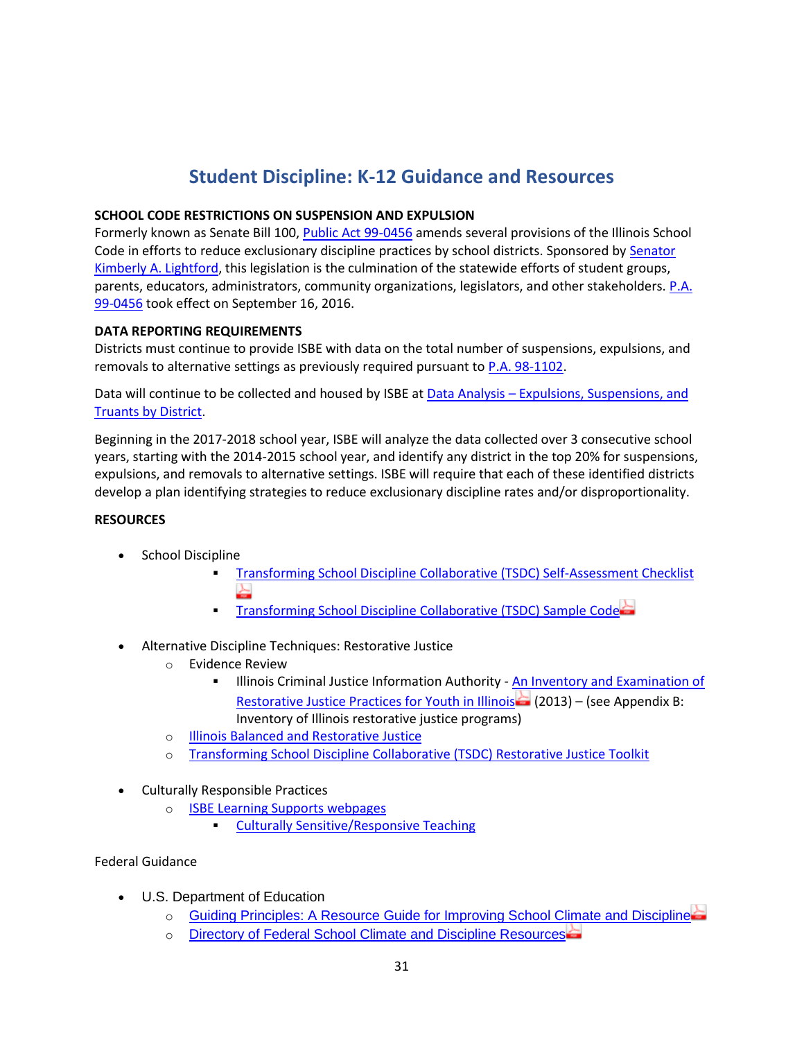# Student Discipline: K-12 Guidance and Resources

**SCHOOL CODE RESTRICTIONS ON SUSPENSION AND EXPULSION**

Formerly known as Senate Bill 100, Public Act 99-0456 amends several provisions of the Illinois School Code in efforts to reduce exclusionary discipline practices by school districts. Sponsored by Senator Kimberly A. Lightford, this legislation is the culmination of the statewide efforts of student groups, parents, educators, administrators, community organizations, legislators, and other stakeholders. P.A. 99-0456 took effect on September 16, 2016.

**DATA REPORTING REQUIREMENTS**

Districts must continue to provide ISBE with data on the total number of suspensions, expulsions, and removals to alternative settings as previously required pursuant to P.A. 98-1102.

Data will continue to be collected and housed by ISBE at Data Analysis – Expulsions, Suspensions, and Truants by District.

Beginning in the 2017-2018 school year, ISBE will analyze the data collected over 3 consecutive school years, starting with the 2014-2015 school year, and identify any district in the top 20% for suspensions, expulsions, and removals to alternative settings. ISBE will require that each of these identified districts develop a plan identifying strategies to reduce exclusionary discipline rates and/or disproportionality.

**RESOURCES**

- School Discipline
  - Transforming School Discipline Collaborative (TSDC) Self-Assessment Checklist
  - Transforming School Discipline Collaborative (TSDC) Sample Code
- Alternative Discipline Techniques: Restorative Justice
  - Evidence Review
    - Illinois Criminal Justice Information Authority - An Inventory and Examination of Restorative Justice Practices for Youth in Illinois (2013) – (see Appendix B: Inventory of Illinois restorative justice programs)
  - Illinois Balanced and Restorative Justice
  - Transforming School Discipline Collaborative (TSDC) Restorative Justice Toolkit
- Culturally Responsible Practices
  - ISBE Learning Supports webpages
    - Culturally Sensitive/Responsive Teaching

Federal Guidance

- U.S. Department of Education
  - Guiding Principles: A Resource Guide for Improving School Climate and Discipline
  - Directory of Federal School Climate and Discipline Resources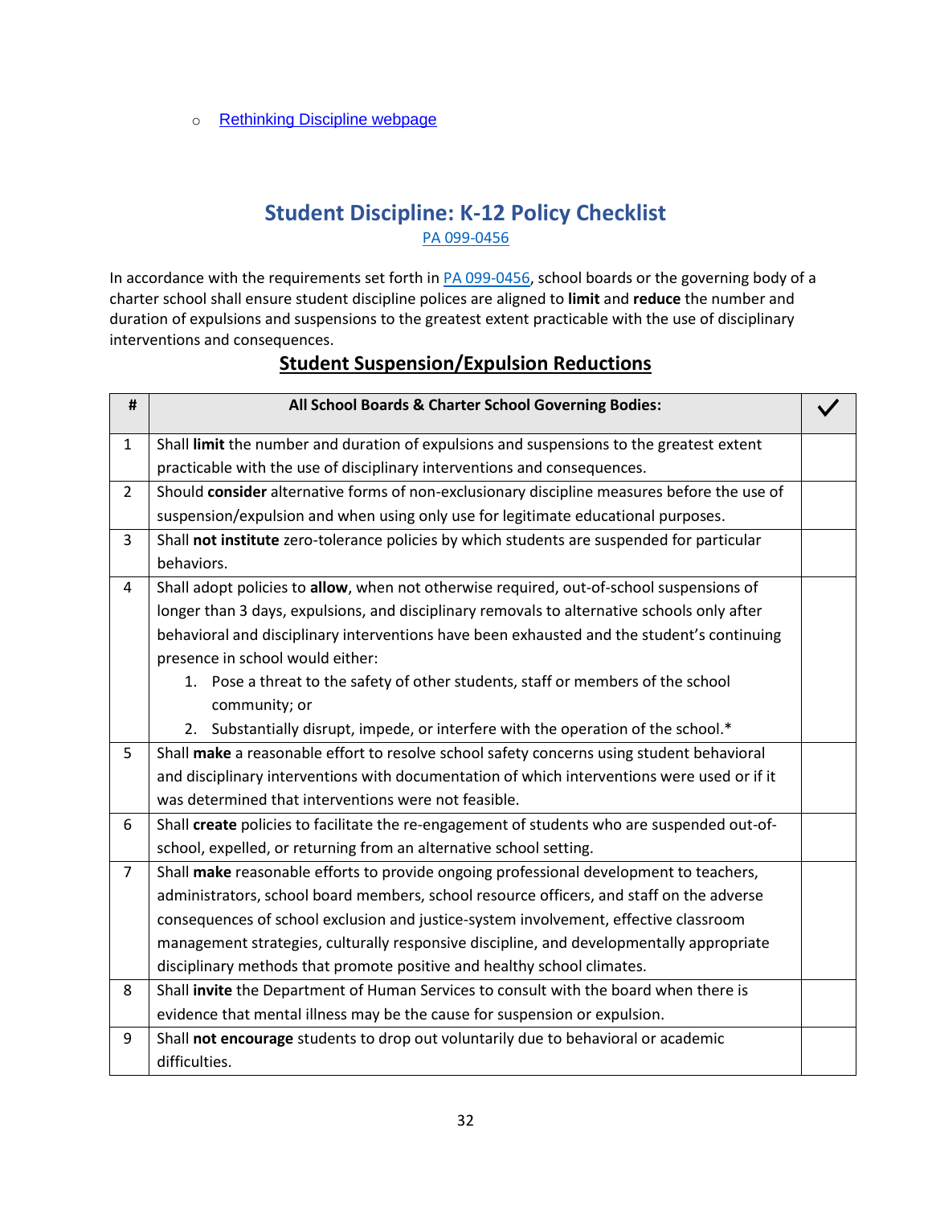- Rethinking Discipline webpage

## Student Discipline: K-12 Policy Checklist

PA 099-0456

In accordance with the requirements set forth in PA 099-0456, school boards or the governing body of a charter school shall ensure student discipline polices are aligned to **limit** and **reduce** the number and duration of expulsions and suspensions to the greatest extent practicable with the use of disciplinary interventions and consequences.

### Student Suspension/Expulsion Reductions

| # | All School Boards & Charter School Governing Bodies: | ✓ |
|---|---|---|
| 1 | Shall **limit** the number and duration of expulsions and suspensions to the greatest extent practicable with the use of disciplinary interventions and consequences. | |
| 2 | Should **consider** alternative forms of non-exclusionary discipline measures before the use of suspension/expulsion and when using only use for legitimate educational purposes. | |
| 3 | Shall **not institute** zero-tolerance policies by which students are suspended for particular behaviors. | |
| 4 | Shall adopt policies to **allow**, when not otherwise required, out-of-school suspensions of longer than 3 days, expulsions, and disciplinary removals to alternative schools only after behavioral and disciplinary interventions have been exhausted and the student's continuing presence in school would either: 1. Pose a threat to the safety of other students, staff or members of the school community; or 2. Substantially disrupt, impede, or interfere with the operation of the school.* | |
| 5 | Shall **make** a reasonable effort to resolve school safety concerns using student behavioral and disciplinary interventions with documentation of which interventions were used or if it was determined that interventions were not feasible. | |
| 6 | Shall **create** policies to facilitate the re-engagement of students who are suspended out-of-school, expelled, or returning from an alternative school setting. | |
| 7 | Shall **make** reasonable efforts to provide ongoing professional development to teachers, administrators, school board members, school resource officers, and staff on the adverse consequences of school exclusion and justice-system involvement, effective classroom management strategies, culturally responsive discipline, and developmentally appropriate disciplinary methods that promote positive and healthy school climates. | |
| 8 | Shall **invite** the Department of Human Services to consult with the board when there is evidence that mental illness may be the cause for suspension or expulsion. | |
| 9 | Shall **not encourage** students to drop out voluntarily due to behavioral or academic difficulties. | |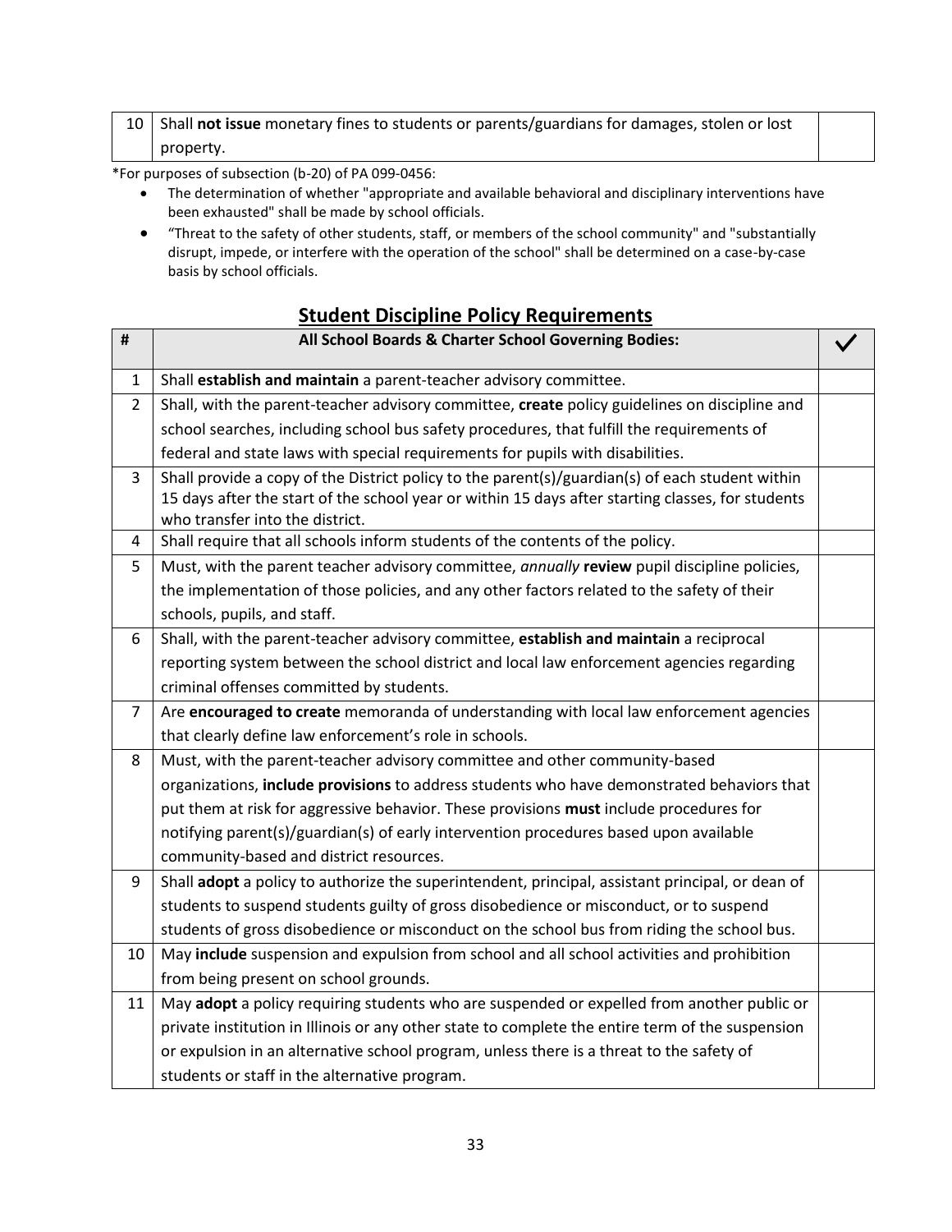| 10 | Shall **not issue** monetary fines to students or parents/guardians for damages, stolen or lost property. | |
|---|---|---|

*For purposes of subsection (b-20) of PA 099-0456:

- The determination of whether "appropriate and available behavioral and disciplinary interventions have been exhausted" shall be made by school officials.
- "Threat to the safety of other students, staff, or members of the school community" and "substantially disrupt, impede, or interfere with the operation of the school" shall be determined on a case-by-case basis by school officials.

## Student Discipline Policy Requirements

| # | All School Boards & Charter School Governing Bodies: | ✓ |
|---|---|---|
| 1 | Shall **establish and maintain** a parent-teacher advisory committee. | |
| 2 | Shall, with the parent-teacher advisory committee, **create** policy guidelines on discipline and school searches, including school bus safety procedures, that fulfill the requirements of federal and state laws with special requirements for pupils with disabilities. | |
| 3 | Shall provide a copy of the District policy to the parent(s)/guardian(s) of each student within 15 days after the start of the school year or within 15 days after starting classes, for students who transfer into the district. | |
| 4 | Shall require that all schools inform students of the contents of the policy. | |
| 5 | Must, with the parent teacher advisory committee, *annually* **review** pupil discipline policies, the implementation of those policies, and any other factors related to the safety of their schools, pupils, and staff. | |
| 6 | Shall, with the parent-teacher advisory committee, **establish and maintain** a reciprocal reporting system between the school district and local law enforcement agencies regarding criminal offenses committed by students. | |
| 7 | Are **encouraged to create** memoranda of understanding with local law enforcement agencies that clearly define law enforcement's role in schools. | |
| 8 | Must, with the parent-teacher advisory committee and other community-based organizations, **include provisions** to address students who have demonstrated behaviors that put them at risk for aggressive behavior. These provisions **must** include procedures for notifying parent(s)/guardian(s) of early intervention procedures based upon available community-based and district resources. | |
| 9 | Shall **adopt** a policy to authorize the superintendent, principal, assistant principal, or dean of students to suspend students guilty of gross disobedience or misconduct, or to suspend students of gross disobedience or misconduct on the school bus from riding the school bus. | |
| 10 | May **include** suspension and expulsion from school and all school activities and prohibition from being present on school grounds. | |
| 11 | May **adopt** a policy requiring students who are suspended or expelled from another public or private institution in Illinois or any other state to complete the entire term of the suspension or expulsion in an alternative school program, unless there is a threat to the safety of students or staff in the alternative program. | |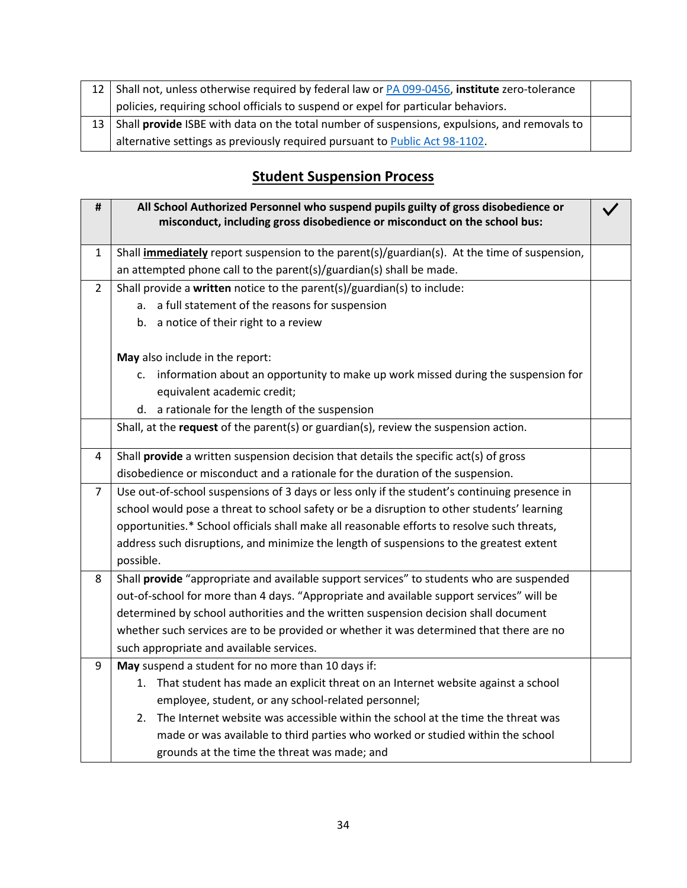| | | |
|---|---|---|
| 12 | Shall not, unless otherwise required by federal law or [PA 099-0456](), **institute** zero-tolerance policies, requiring school officials to suspend or expel for particular behaviors. | |
| 13 | Shall **provide** ISBE with data on the total number of suspensions, expulsions, and removals to alternative settings as previously required pursuant to [Public Act 98-1102](). | |

## Student Suspension Process

| # | All School Authorized Personnel who suspend pupils guilty of gross disobedience or misconduct, including gross disobedience or misconduct on the school bus: | ✓ |
|---|---|---|
| 1 | Shall **immediately** report suspension to the parent(s)/guardian(s). At the time of suspension, an attempted phone call to the parent(s)/guardian(s) shall be made. | |
| 2 | Shall provide a **written** notice to the parent(s)/guardian(s) to include:<br>a. a full statement of the reasons for suspension<br>b. a notice of their right to a review<br><br>**May** also include in the report:<br>c. information about an opportunity to make up work missed during the suspension for equivalent academic credit;<br>d. a rationale for the length of the suspension | |
| | Shall, at the **request** of the parent(s) or guardian(s), review the suspension action. | |
| 4 | Shall **provide** a written suspension decision that details the specific act(s) of gross disobedience or misconduct and a rationale for the duration of the suspension. | |
| 7 | Use out-of-school suspensions of 3 days or less only if the student's continuing presence in school would pose a threat to school safety or be a disruption to other students' learning opportunities.* School officials shall make all reasonable efforts to resolve such threats, address such disruptions, and minimize the length of suspensions to the greatest extent possible. | |
| 8 | Shall **provide** "appropriate and available support services" to students who are suspended out-of-school for more than 4 days. "Appropriate and available support services" will be determined by school authorities and the written suspension decision shall document whether such services are to be provided or whether it was determined that there are no such appropriate and available services. | |
| 9 | **May** suspend a student for no more than 10 days if:<br>1. That student has made an explicit threat on an Internet website against a school employee, student, or any school-related personnel;<br>2. The Internet website was accessible within the school at the time the threat was made or was available to third parties who worked or studied within the school grounds at the time the threat was made; and | |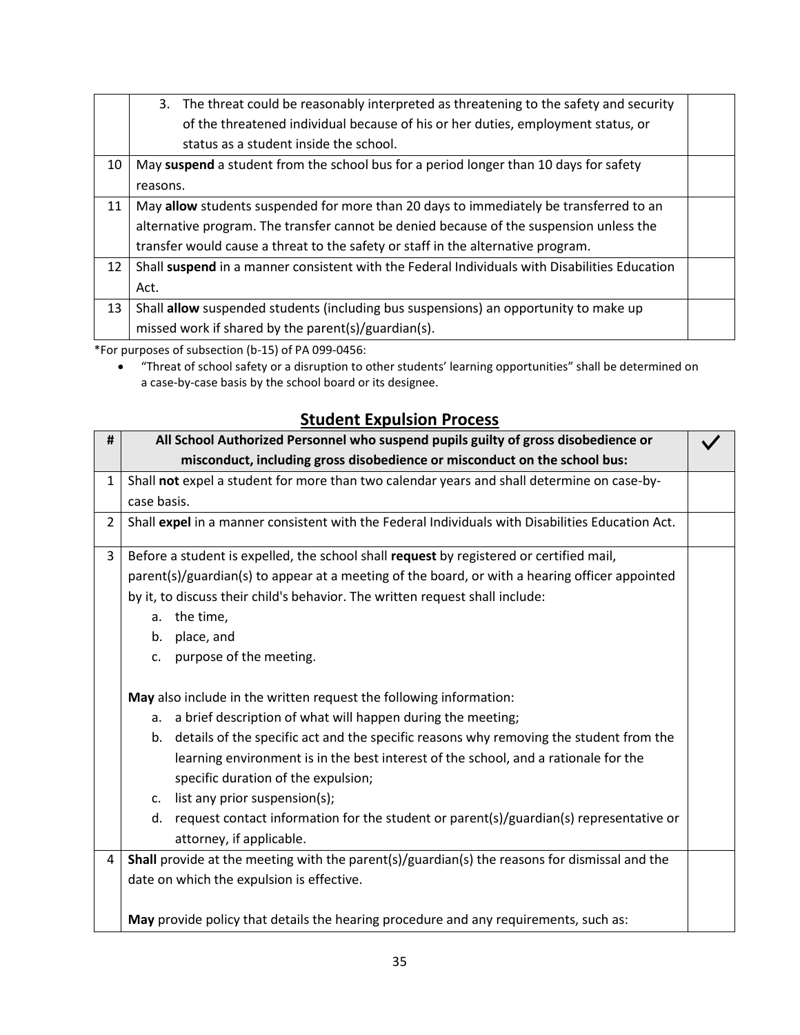| | | |
|---|---|---|
| | 3. The threat could be reasonably interpreted as threatening to the safety and security of the threatened individual because of his or her duties, employment status, or status as a student inside the school. | |
| 10 | May **suspend** a student from the school bus for a period longer than 10 days for safety reasons. | |
| 11 | May **allow** students suspended for more than 20 days to immediately be transferred to an alternative program. The transfer cannot be denied because of the suspension unless the transfer would cause a threat to the safety or staff in the alternative program. | |
| 12 | Shall **suspend** in a manner consistent with the Federal Individuals with Disabilities Education Act. | |
| 13 | Shall **allow** suspended students (including bus suspensions) an opportunity to make up missed work if shared by the parent(s)/guardian(s). | |

*For purposes of subsection (b-15) of PA 099-0456:

- "Threat of school safety or a disruption to other students' learning opportunities" shall be determined on a case-by-case basis by the school board or its designee.

## Student Expulsion Process

| # | All School Authorized Personnel who suspend pupils guilty of gross disobedience or misconduct, including gross disobedience or misconduct on the school bus: | ✓ |
|---|---|---|
| 1 | Shall **not** expel a student for more than two calendar years and shall determine on case-by-case basis. | |
| 2 | Shall **expel** in a manner consistent with the Federal Individuals with Disabilities Education Act. | |
| 3 | Before a student is expelled, the school shall **request** by registered or certified mail, parent(s)/guardian(s) to appear at a meeting of the board, or with a hearing officer appointed by it, to discuss their child's behavior. The written request shall include:<br>a. the time,<br>b. place, and<br>c. purpose of the meeting.<br><br>**May** also include in the written request the following information:<br>a. a brief description of what will happen during the meeting;<br>b. details of the specific act and the specific reasons why removing the student from the learning environment is in the best interest of the school, and a rationale for the specific duration of the expulsion;<br>c. list any prior suspension(s);<br>d. request contact information for the student or parent(s)/guardian(s) representative or attorney, if applicable. | |
| 4 | **Shall** provide at the meeting with the parent(s)/guardian(s) the reasons for dismissal and the date on which the expulsion is effective.<br><br>**May** provide policy that details the hearing procedure and any requirements, such as: | |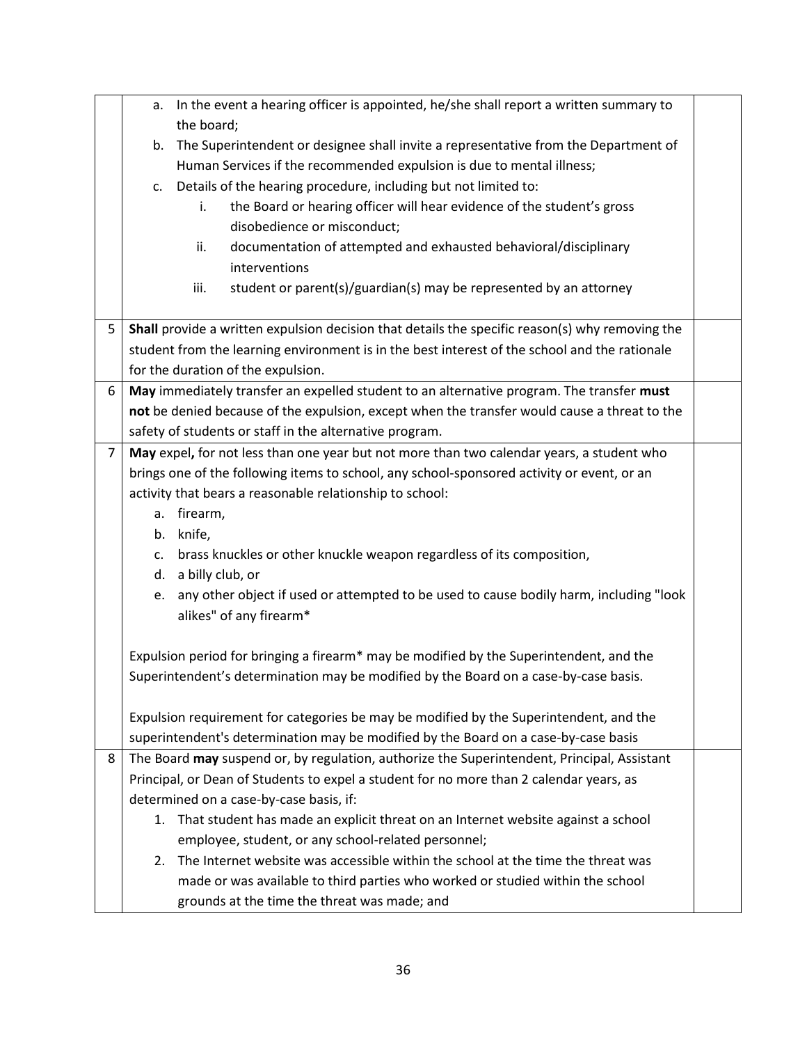| | | |
|---|---|---|
| | a. In the event a hearing officer is appointed, he/she shall report a written summary to the board;<br>b. The Superintendent or designee shall invite a representative from the Department of Human Services if the recommended expulsion is due to mental illness;<br>c. Details of the hearing procedure, including but not limited to:<br>&nbsp;&nbsp;&nbsp;&nbsp;i. the Board or hearing officer will hear evidence of the student's gross disobedience or misconduct;<br>&nbsp;&nbsp;&nbsp;&nbsp;ii. documentation of attempted and exhausted behavioral/disciplinary interventions<br>&nbsp;&nbsp;&nbsp;&nbsp;iii. student or parent(s)/guardian(s) may be represented by an attorney | |
| 5 | **Shall** provide a written expulsion decision that details the specific reason(s) why removing the student from the learning environment is in the best interest of the school and the rationale for the duration of the expulsion. | |
| 6 | **May** immediately transfer an expelled student to an alternative program. The transfer **must not** be denied because of the expulsion, except when the transfer would cause a threat to the safety of students or staff in the alternative program. | |
| 7 | **May** expel**,** for not less than one year but not more than two calendar years, a student who brings one of the following items to school, any school-sponsored activity or event, or an activity that bears a reasonable relationship to school:<br>a. firearm,<br>b. knife,<br>c. brass knuckles or other knuckle weapon regardless of its composition,<br>d. a billy club, or<br>e. any other object if used or attempted to be used to cause bodily harm, including "look alikes" of any firearm*<br><br>Expulsion period for bringing a firearm* may be modified by the Superintendent, and the Superintendent's determination may be modified by the Board on a case-by-case basis.<br><br>Expulsion requirement for categories be may be modified by the Superintendent, and the superintendent's determination may be modified by the Board on a case-by-case basis | |
| 8 | The Board **may** suspend or, by regulation, authorize the Superintendent, Principal, Assistant Principal, or Dean of Students to expel a student for no more than 2 calendar years, as determined on a case-by-case basis, if:<br>1. That student has made an explicit threat on an Internet website against a school employee, student, or any school-related personnel;<br>2. The Internet website was accessible within the school at the time the threat was made or was available to third parties who worked or studied within the school grounds at the time the threat was made; and | |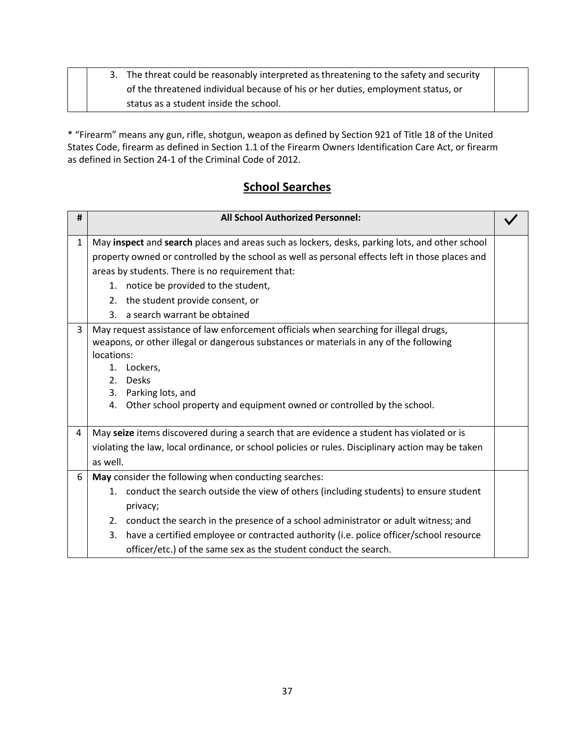| | | |
|---|---|---|
| | 3. The threat could be reasonably interpreted as threatening to the safety and security of the threatened individual because of his or her duties, employment status, or status as a student inside the school. | |

* "Firearm" means any gun, rifle, shotgun, weapon as defined by Section 921 of Title 18 of the United States Code, firearm as defined in Section 1.1 of the Firearm Owners Identification Care Act, or firearm as defined in Section 24-1 of the Criminal Code of 2012.

## School Searches

| # | All School Authorized Personnel: | ✓ |
|---|---|---|
| 1 | May **inspect** and **search** places and areas such as lockers, desks, parking lots, and other school property owned or controlled by the school as well as personal effects left in those places and areas by students. There is no requirement that:<br>1. notice be provided to the student,<br>2. the student provide consent, or<br>3. a search warrant be obtained | |
| 3 | May request assistance of law enforcement officials when searching for illegal drugs, weapons, or other illegal or dangerous substances or materials in any of the following locations:<br>1. Lockers,<br>2. Desks<br>3. Parking lots, and<br>4. Other school property and equipment owned or controlled by the school. | |
| 4 | May **seize** items discovered during a search that are evidence a student has violated or is violating the law, local ordinance, or school policies or rules. Disciplinary action may be taken as well. | |
| 6 | **May** consider the following when conducting searches:<br>1. conduct the search outside the view of others (including students) to ensure student privacy;<br>2. conduct the search in the presence of a school administrator or adult witness; and<br>3. have a certified employee or contracted authority (i.e. police officer/school resource officer/etc.) of the same sex as the student conduct the search. | |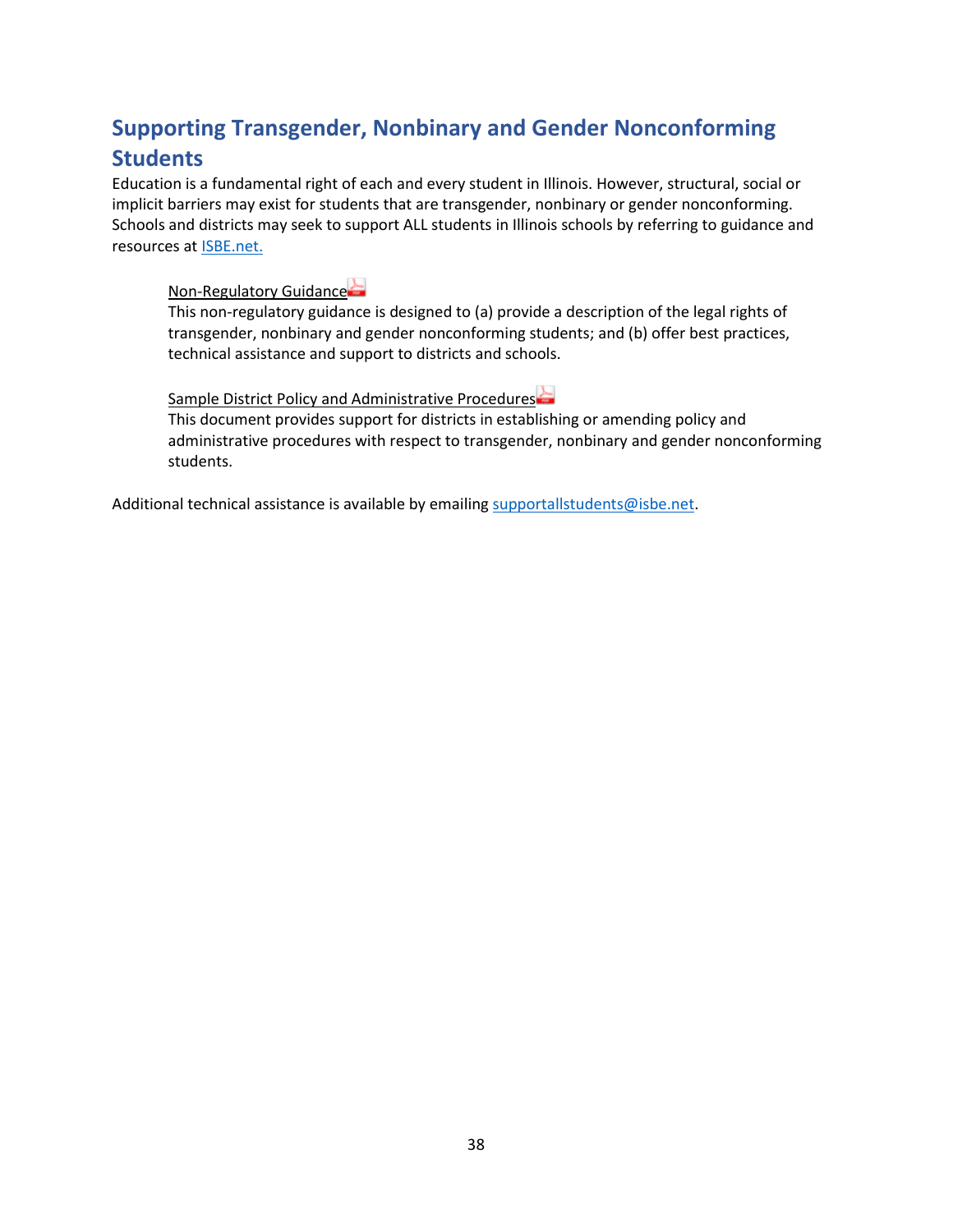## Supporting Transgender, Nonbinary and Gender Nonconforming Students

Education is a fundamental right of each and every student in Illinois. However, structural, social or implicit barriers may exist for students that are transgender, nonbinary or gender nonconforming. Schools and districts may seek to support ALL students in Illinois schools by referring to guidance and resources at ISBE.net.

> Non-Regulatory Guidance
>
> This non-regulatory guidance is designed to (a) provide a description of the legal rights of transgender, nonbinary and gender nonconforming students; and (b) offer best practices, technical assistance and support to districts and schools.
>
> Sample District Policy and Administrative Procedures
>
> This document provides support for districts in establishing or amending policy and administrative procedures with respect to transgender, nonbinary and gender nonconforming students.

Additional technical assistance is available by emailing supportallstudents@isbe.net.